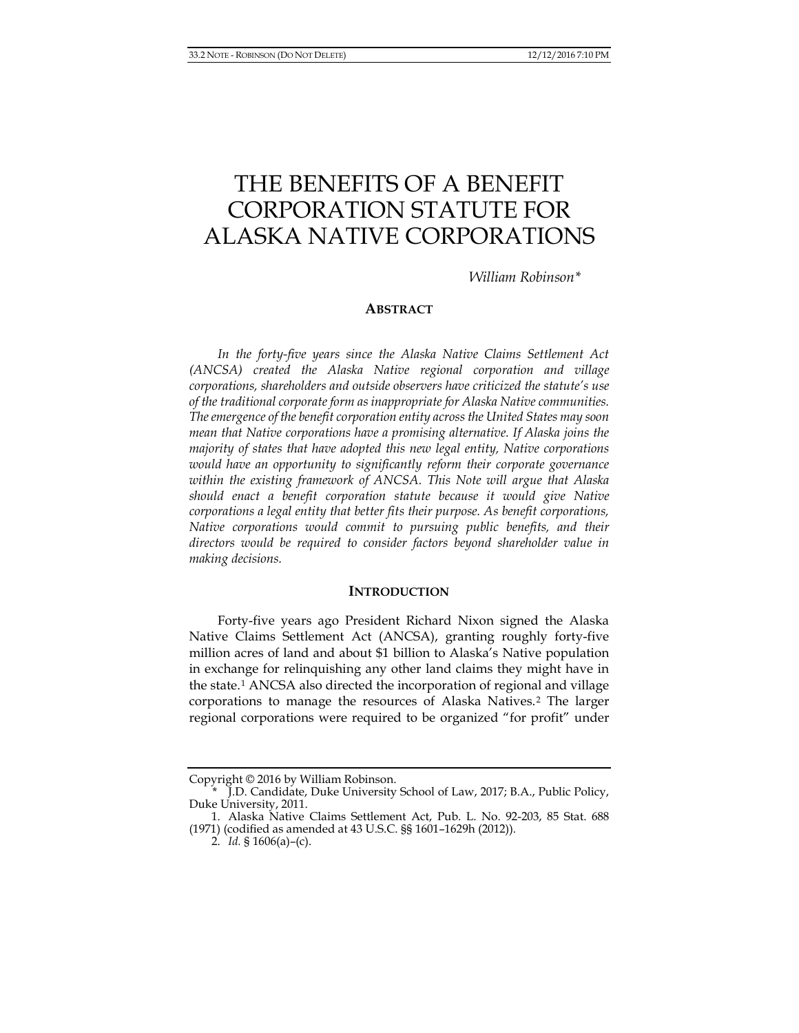# THE BENEFITS OF A BENEFIT CORPORATION STATUTE FOR ALASKA NATIVE CORPORATIONS

*William Robinson\**

## ABSTRACT

*In the forty-five years since the Alaska Native Claims Settlement Act (ANCSA) created the Alaska Native regional corporation and village corporations, shareholders and outside observers have criticized the statute's use of the traditional corporate form as inappropriate for Alaska Native communities. The emergence of the benefit corporation entity across the United States may soon mean that Native corporations have a promising alternative. If Alaska joins the majority of states that have adopted this new legal entity, Native corporations would have an opportunity to significantly reform their corporate governance within the existing framework of ANCSA. This Note will argue that Alaska should enact a benefit corporation statute because it would give Native corporations a legal entity that better fits their purpose. As benefit corporations, Native corporations would commit to pursuing public benefits, and their directors would be required to consider factors beyond shareholder value in making decisions.*

## INTRODUCTION

Forty-five years ago President Richard Nixon signed the Alaska Native Claims Settlement Act (ANCSA), granting roughly forty-five million acres of land and about $1 billion to Alaska's Native population in exchange for relinquishing any other land claims they might have in the state.[1] ANCSA also directed the incorporation of regional and village corporations to manage the resources of Alaska Natives.[2] The larger regional corporations were required to be organized "for profit" under

---

Copyright © 2016 by William Robinson.

\* J.D. Candidate, Duke University School of Law, 2017; B.A., Public Policy, Duke University, 2011.

1. Alaska Native Claims Settlement Act, Pub. L. No. 92-203, 85 Stat. 688 (1971) (codified as amended at 43 U.S.C. §§ 1601–1629h (2012)).

2. *Id.* § 1606(a)–(c).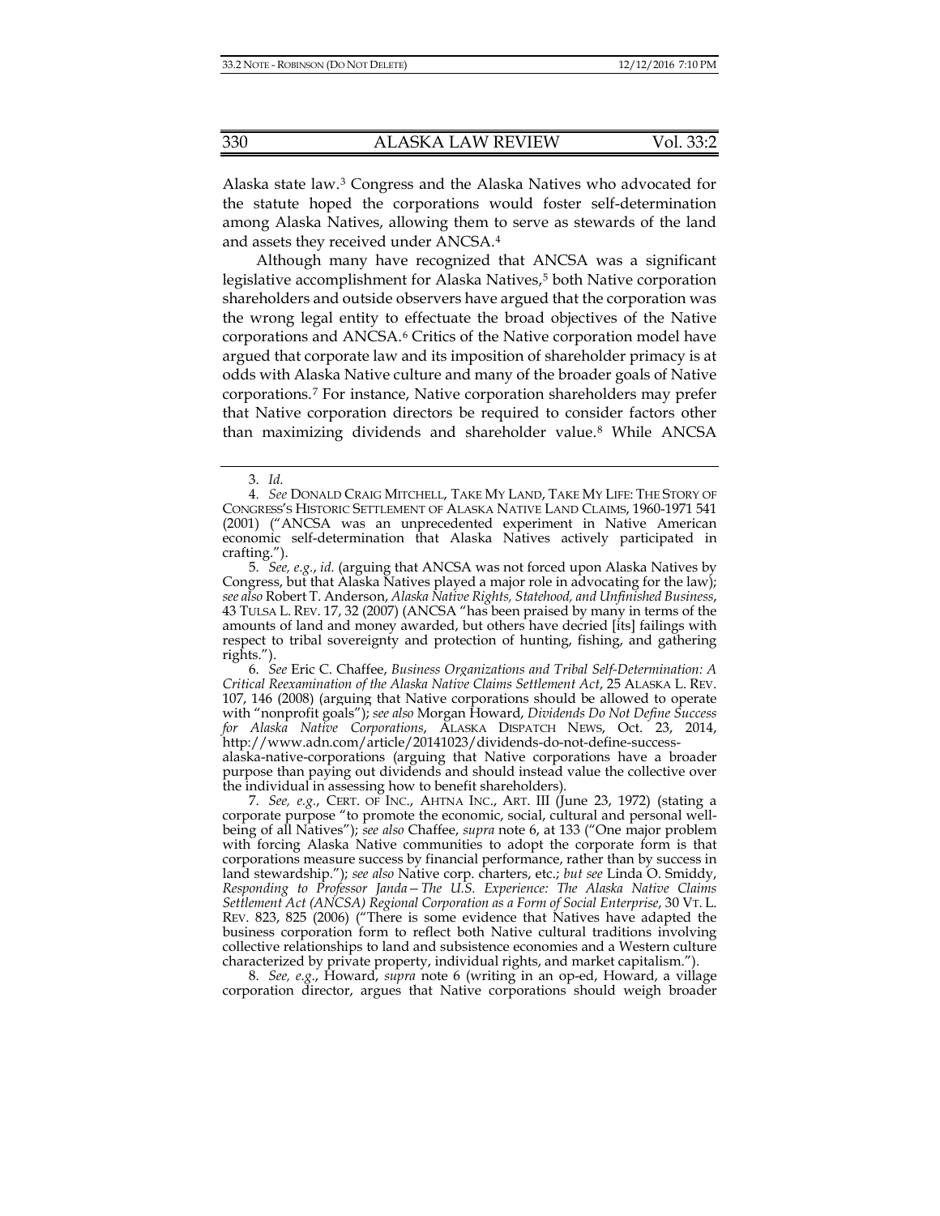Alaska state law.[3] Congress and the Alaska Natives who advocated for the statute hoped the corporations would foster self-determination among Alaska Natives, allowing them to serve as stewards of the land and assets they received under ANCSA.[4]

Although many have recognized that ANCSA was a significant legislative accomplishment for Alaska Natives,[5] both Native corporation shareholders and outside observers have argued that the corporation was the wrong legal entity to effectuate the broad objectives of the Native corporations and ANCSA.[6] Critics of the Native corporation model have argued that corporate law and its imposition of shareholder primacy is at odds with Alaska Native culture and many of the broader goals of Native corporations.[7] For instance, Native corporation shareholders may prefer that Native corporation directors be required to consider factors other than maximizing dividends and shareholder value.[8] While ANCSA

---

3. *Id.*

4. *See* DONALD CRAIG MITCHELL, TAKE MY LAND, TAKE MY LIFE: THE STORY OF CONGRESS'S HISTORIC SETTLEMENT OF ALASKA NATIVE LAND CLAIMS, 1960-1971 541 (2001) ("ANCSA was an unprecedented experiment in Native American economic self-determination that Alaska Natives actively participated in crafting.").

5. *See, e.g.*, *id.* (arguing that ANCSA was not forced upon Alaska Natives by Congress, but that Alaska Natives played a major role in advocating for the law); *see also* Robert T. Anderson, *Alaska Native Rights, Statehood, and Unfinished Business*, 43 TULSA L. REV. 17, 32 (2007) (ANCSA "has been praised by many in terms of the amounts of land and money awarded, but others have decried [its] failings with respect to tribal sovereignty and protection of hunting, fishing, and gathering rights.").

6. *See* Eric C. Chaffee, *Business Organizations and Tribal Self-Determination: A Critical Reexamination of the Alaska Native Claims Settlement Act*, 25 ALASKA L. REV. 107, 146 (2008) (arguing that Native corporations should be allowed to operate with "nonprofit goals"); *see also* Morgan Howard, *Dividends Do Not Define Success for Alaska Native Corporations*, ALASKA DISPATCH NEWS, Oct. 23, 2014, http://www.adn.com/article/20141023/dividends-do-not-define-success-alaska-native-corporations (arguing that Native corporations have a broader purpose than paying out dividends and should instead value the collective over the individual in assessing how to benefit shareholders).

7. *See, e.g.*, CERT. OF INC., AHTNA INC., ART. III (June 23, 1972) (stating a corporate purpose "to promote the economic, social, cultural and personal well-being of all Natives"); *see also* Chaffee, *supra* note 6, at 133 ("One major problem with forcing Alaska Native communities to adopt the corporate form is that corporations measure success by financial performance, rather than by success in land stewardship."); *see also* Native corp. charters, etc.; *but see* Linda O. Smiddy, *Responding to Professor Janda—The U.S. Experience: The Alaska Native Claims Settlement Act (ANCSA) Regional Corporation as a Form of Social Enterprise*, 30 VT. L. REV. 823, 825 (2006) ("There is some evidence that Natives have adapted the business corporation form to reflect both Native cultural traditions involving collective relationships to land and subsistence economies and a Western culture characterized by private property, individual rights, and market capitalism.").

8. *See, e.g.*, Howard, *supra* note 6 (writing in an op-ed, Howard, a village corporation director, argues that Native corporations should weigh broader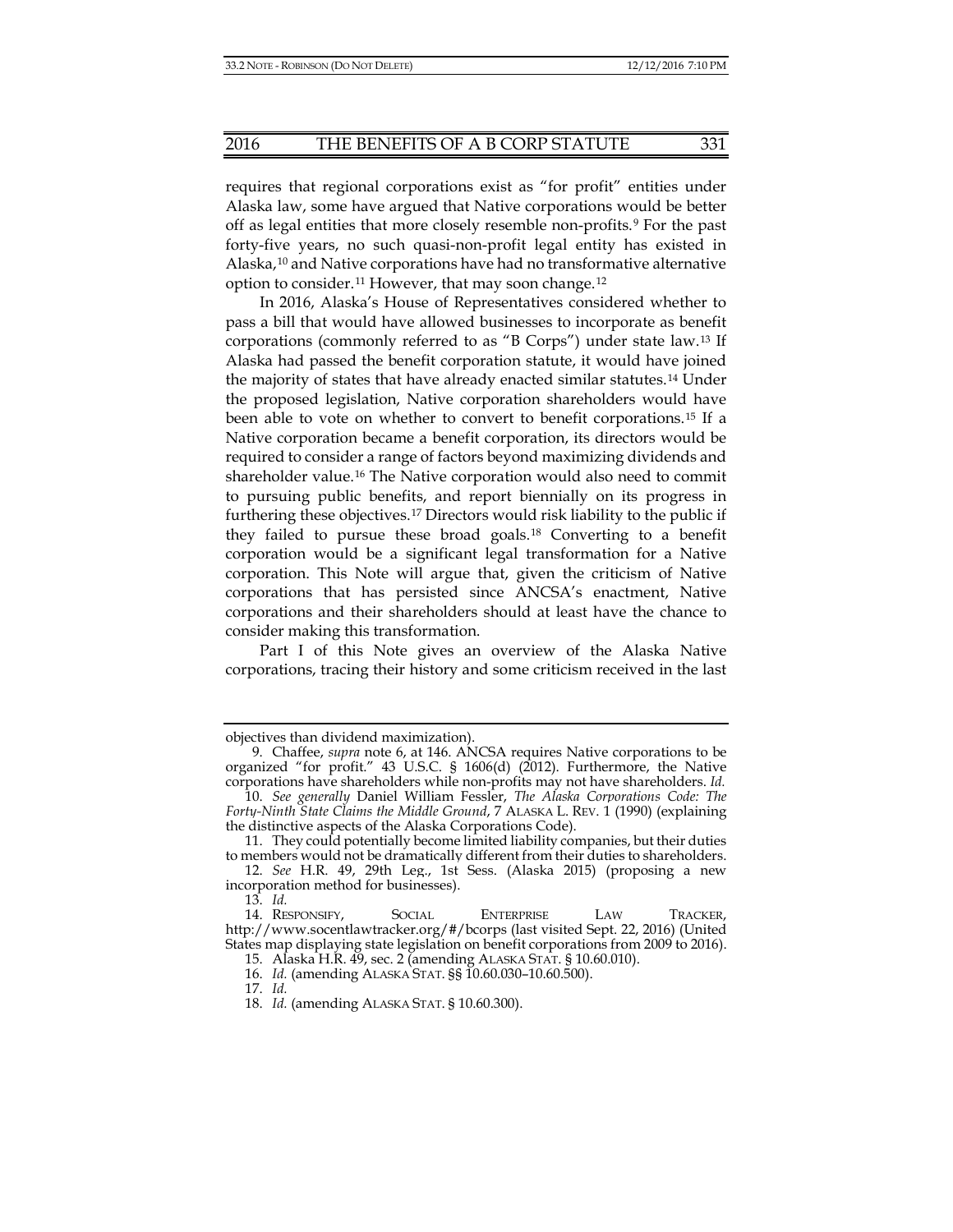requires that regional corporations exist as "for profit" entities under Alaska law, some have argued that Native corporations would be better off as legal entities that more closely resemble non-profits.[9] For the past forty-five years, no such quasi-non-profit legal entity has existed in Alaska,[10] and Native corporations have had no transformative alternative option to consider.[11] However, that may soon change.[12]

In 2016, Alaska's House of Representatives considered whether to pass a bill that would have allowed businesses to incorporate as benefit corporations (commonly referred to as "B Corps") under state law.[13] If Alaska had passed the benefit corporation statute, it would have joined the majority of states that have already enacted similar statutes.[14] Under the proposed legislation, Native corporation shareholders would have been able to vote on whether to convert to benefit corporations.[15] If a Native corporation became a benefit corporation, its directors would be required to consider a range of factors beyond maximizing dividends and shareholder value.[16] The Native corporation would also need to commit to pursuing public benefits, and report biennially on its progress in furthering these objectives.[17] Directors would risk liability to the public if they failed to pursue these broad goals.[18] Converting to a benefit corporation would be a significant legal transformation for a Native corporation. This Note will argue that, given the criticism of Native corporations that has persisted since ANCSA's enactment, Native corporations and their shareholders should at least have the chance to consider making this transformation.

Part I of this Note gives an overview of the Alaska Native corporations, tracing their history and some criticism received in the last

---

objectives than dividend maximization).

9. Chaffee, *supra* note 6, at 146. ANCSA requires Native corporations to be organized "for profit." 43 U.S.C. § 1606(d) (2012). Furthermore, the Native corporations have shareholders while non-profits may not have shareholders. *Id.*

10. *See generally* Daniel William Fessler, *The Alaska Corporations Code: The Forty-Ninth State Claims the Middle Ground*, 7 ALASKA L. REV. 1 (1990) (explaining the distinctive aspects of the Alaska Corporations Code).

11. They could potentially become limited liability companies, but their duties to members would not be dramatically different from their duties to shareholders.

12. *See* H.R. 49, 29th Leg., 1st Sess. (Alaska 2015) (proposing a new incorporation method for businesses).

13. *Id.*

14. RESPONSIFY, SOCIAL ENTERPRISE LAW TRACKER, http://www.socentlawtracker.org/#/bcorps (last visited Sept. 22, 2016) (United States map displaying state legislation on benefit corporations from 2009 to 2016).

15. Alaska H.R. 49, sec. 2 (amending ALASKA STAT. § 10.60.010).

16. *Id.* (amending ALASKA STAT. §§ 10.60.030–10.60.500).

17. *Id.*

18. *Id.* (amending ALASKA STAT. § 10.60.300).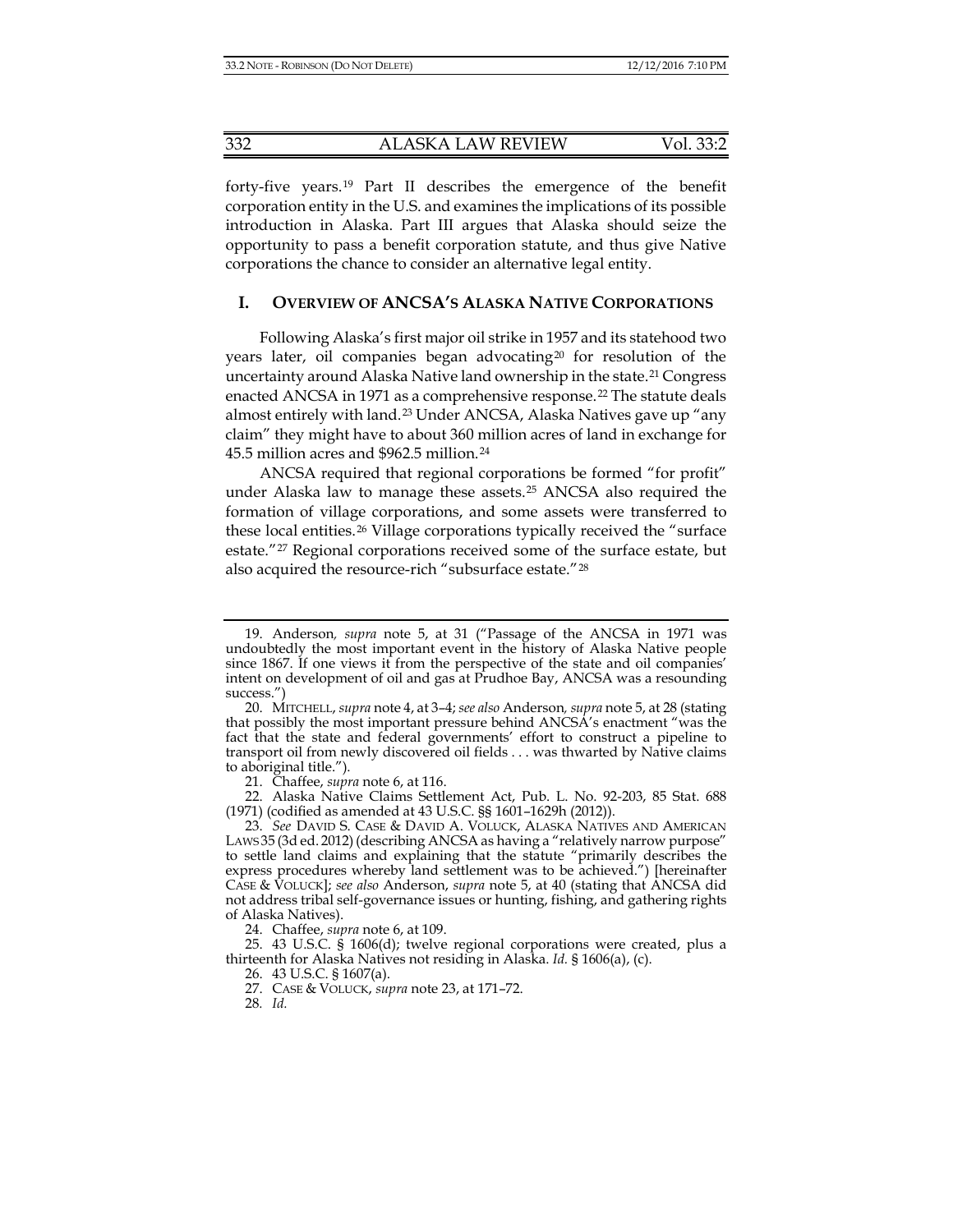forty-five years.[19] Part II describes the emergence of the benefit corporation entity in the U.S. and examines the implications of its possible introduction in Alaska. Part III argues that Alaska should seize the opportunity to pass a benefit corporation statute, and thus give Native corporations the chance to consider an alternative legal entity.

## I. OVERVIEW OF ANCSA'S ALASKA NATIVE CORPORATIONS

Following Alaska's first major oil strike in 1957 and its statehood two years later, oil companies began advocating[20] for resolution of the uncertainty around Alaska Native land ownership in the state.[21] Congress enacted ANCSA in 1971 as a comprehensive response.[22] The statute deals almost entirely with land.[23] Under ANCSA, Alaska Natives gave up "any claim" they might have to about 360 million acres of land in exchange for 45.5 million acres and $962.5 million.[24]

ANCSA required that regional corporations be formed "for profit" under Alaska law to manage these assets.[25] ANCSA also required the formation of village corporations, and some assets were transferred to these local entities.[26] Village corporations typically received the "surface estate."[27] Regional corporations received some of the surface estate, but also acquired the resource-rich "subsurface estate."[28]

---

19. Anderson*, supra* note 5, at 31 ("Passage of the ANCSA in 1971 was undoubtedly the most important event in the history of Alaska Native people since 1867. If one views it from the perspective of the state and oil companies' intent on development of oil and gas at Prudhoe Bay, ANCSA was a resounding success.")

20. MITCHELL, *supra* note 4, at 3–4; *see also* Anderson*, supra* note 5, at 28 (stating that possibly the most important pressure behind ANCSA's enactment "was the fact that the state and federal governments' effort to construct a pipeline to transport oil from newly discovered oil fields . . . was thwarted by Native claims to aboriginal title.").

21. Chaffee, *supra* note 6, at 116.

22. Alaska Native Claims Settlement Act, Pub. L. No. 92-203, 85 Stat. 688 (1971) (codified as amended at 43 U.S.C. §§ 1601–1629h (2012)).

23. *See* DAVID S. CASE & DAVID A. VOLUCK, ALASKA NATIVES AND AMERICAN LAWS 35 (3d ed. 2012) (describing ANCSA as having a "relatively narrow purpose" to settle land claims and explaining that the statute "primarily describes the express procedures whereby land settlement was to be achieved.") [hereinafter CASE & VOLUCK]; *see also* Anderson, *supra* note 5, at 40 (stating that ANCSA did not address tribal self-governance issues or hunting, fishing, and gathering rights of Alaska Natives).

24. Chaffee, *supra* note 6, at 109.

25. 43 U.S.C. § 1606(d); twelve regional corporations were created, plus a thirteenth for Alaska Natives not residing in Alaska. *Id.* § 1606(a), (c).

26. 43 U.S.C. § 1607(a).

27. CASE & VOLUCK, *supra* note 23, at 171–72.

28. *Id.*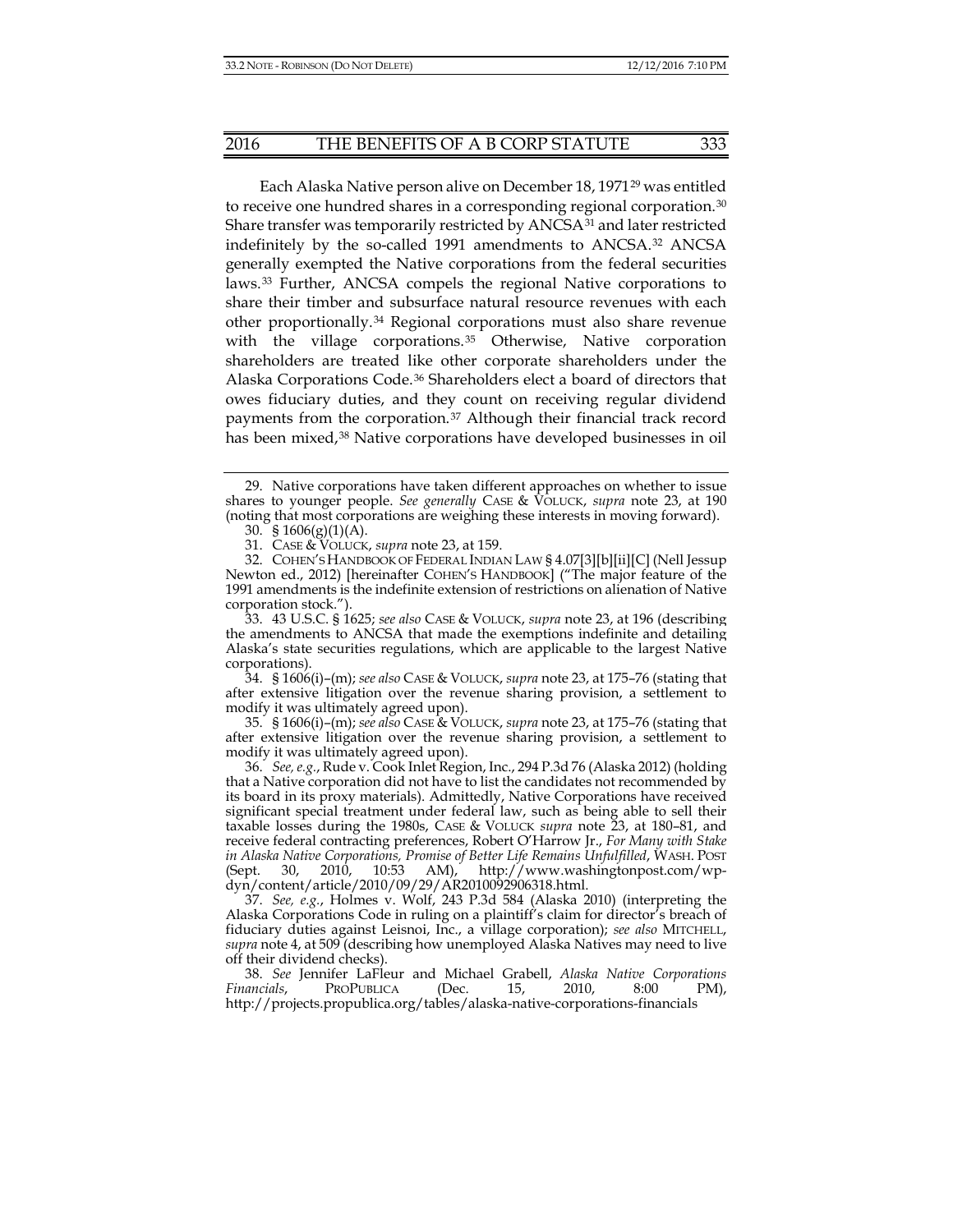Each Alaska Native person alive on December 18, 1971[29] was entitled to receive one hundred shares in a corresponding regional corporation.[30] Share transfer was temporarily restricted by ANCSA[31] and later restricted indefinitely by the so-called 1991 amendments to ANCSA.[32] ANCSA generally exempted the Native corporations from the federal securities laws.[33] Further, ANCSA compels the regional Native corporations to share their timber and subsurface natural resource revenues with each other proportionally.[34] Regional corporations must also share revenue with the village corporations.[35] Otherwise, Native corporation shareholders are treated like other corporate shareholders under the Alaska Corporations Code.[36] Shareholders elect a board of directors that owes fiduciary duties, and they count on receiving regular dividend payments from the corporation.[37] Although their financial track record has been mixed,[38] Native corporations have developed businesses in oil

---

29. Native corporations have taken different approaches on whether to issue shares to younger people. *See generally* CASE & VOLUCK, *supra* note 23, at 190 (noting that most corporations are weighing these interests in moving forward).

30. § 1606(g)(1)(A).

31. CASE & VOLUCK, *supra* note 23, at 159.

32. COHEN'S HANDBOOK OF FEDERAL INDIAN LAW § 4.07[3][b][ii][C] (Nell Jessup Newton ed., 2012) [hereinafter COHEN'S HANDBOOK] ("The major feature of the 1991 amendments is the indefinite extension of restrictions on alienation of Native corporation stock.").

33. 43 U.S.C. § 1625; *see also* CASE & VOLUCK, *supra* note 23, at 196 (describing the amendments to ANCSA that made the exemptions indefinite and detailing Alaska's state securities regulations, which are applicable to the largest Native corporations).

34. § 1606(i)–(m); *see also* CASE & VOLUCK, *supra* note 23, at 175–76 (stating that after extensive litigation over the revenue sharing provision, a settlement to modify it was ultimately agreed upon).

35. § 1606(i)–(m); *see also* CASE & VOLUCK, *supra* note 23, at 175–76 (stating that after extensive litigation over the revenue sharing provision, a settlement to modify it was ultimately agreed upon).

36. *See, e.g.*, Rude v. Cook Inlet Region, Inc., 294 P.3d 76 (Alaska 2012) (holding that a Native corporation did not have to list the candidates not recommended by its board in its proxy materials). Admittedly, Native Corporations have received significant special treatment under federal law, such as being able to sell their taxable losses during the 1980s, CASE & VOLUCK *supra* note 23, at 180–81, and receive federal contracting preferences, Robert O'Harrow Jr., *For Many with Stake in Alaska Native Corporations, Promise of Better Life Remains Unfulfilled*, WASH. POST (Sept. 30, 2010, 10:53 AM), http://www.washingtonpost.com/wp-dyn/content/article/2010/09/29/AR2010092906318.html.

37. *See, e.g.*, Holmes v. Wolf, 243 P.3d 584 (Alaska 2010) (interpreting the Alaska Corporations Code in ruling on a plaintiff's claim for director's breach of fiduciary duties against Leisnoi, Inc., a village corporation); *see also* MITCHELL, *supra* note 4, at 509 (describing how unemployed Alaska Natives may need to live off their dividend checks).

38. *See* Jennifer LaFleur and Michael Grabell, *Alaska Native Corporations Financials*, PROPUBLICA (Dec. 15, 2010, 8:00 PM), http://projects.propublica.org/tables/alaska-native-corporations-financials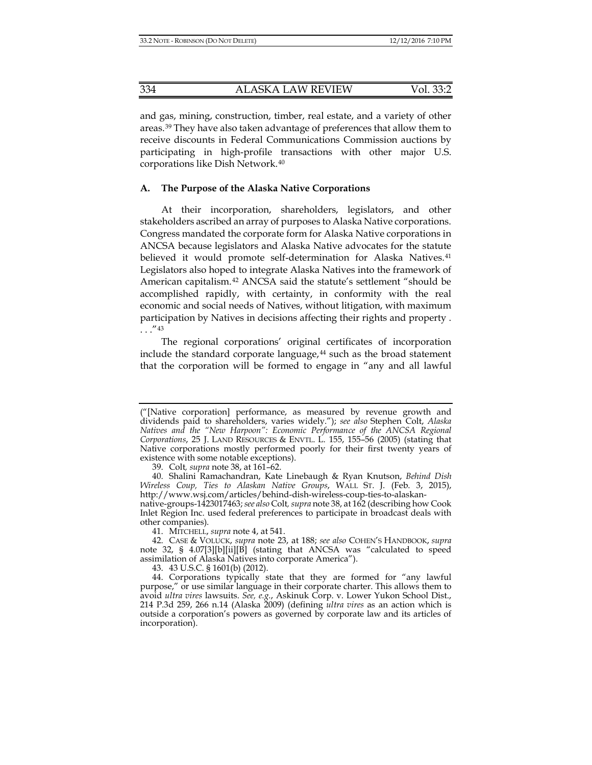and gas, mining, construction, timber, real estate, and a variety of other areas.[39] They have also taken advantage of preferences that allow them to receive discounts in Federal Communications Commission auctions by participating in high-profile transactions with other major U.S. corporations like Dish Network.[40]

### A. The Purpose of the Alaska Native Corporations

At their incorporation, shareholders, legislators, and other stakeholders ascribed an array of purposes to Alaska Native corporations. Congress mandated the corporate form for Alaska Native corporations in ANCSA because legislators and Alaska Native advocates for the statute believed it would promote self-determination for Alaska Natives.[41] Legislators also hoped to integrate Alaska Natives into the framework of American capitalism.[42] ANCSA said the statute's settlement "should be accomplished rapidly, with certainty, in conformity with the real economic and social needs of Natives, without litigation, with maximum participation by Natives in decisions affecting their rights and property . . . ."[43]

The regional corporations' original certificates of incorporation include the standard corporate language,[44] such as the broad statement that the corporation will be formed to engage in "any and all lawful

---

("[Native corporation] performance, as measured by revenue growth and dividends paid to shareholders, varies widely."); *see also* Stephen Colt, *Alaska Natives and the "New Harpoon": Economic Performance of the ANCSA Regional Corporations*, 25 J. LAND RESOURCES & ENVTL. L. 155, 155–56 (2005) (stating that Native corporations mostly performed poorly for their first twenty years of existence with some notable exceptions).

39. Colt, *supra* note 38, at 161–62.

40. Shalini Ramachandran, Kate Linebaugh & Ryan Knutson, *Behind Dish Wireless Coup, Ties to Alaskan Native Groups*, WALL ST. J. (Feb. 3, 2015), http://www.wsj.com/articles/behind-dish-wireless-coup-ties-to-alaskan-native-groups-1423017463; *see also* Colt, *supra* note 38, at 162 (describing how Cook Inlet Region Inc. used federal preferences to participate in broadcast deals with other companies).

41. MITCHELL, *supra* note 4, at 541.

42. CASE & VOLUCK, *supra* note 23, at 188; *see also* COHEN'S HANDBOOK, *supra* note 32, § 4.07[3][b][ii][B] (stating that ANCSA was "calculated to speed assimilation of Alaska Natives into corporate America").

43. 43 U.S.C. § 1601(b) (2012).

44. Corporations typically state that they are formed for "any lawful purpose," or use similar language in their corporate charter. This allows them to avoid *ultra vires* lawsuits. *See, e.g.*, Askinuk Corp. v. Lower Yukon School Dist., 214 P.3d 259, 266 n.14 (Alaska 2009) (defining *ultra vires* as an action which is outside a corporation's powers as governed by corporate law and its articles of incorporation).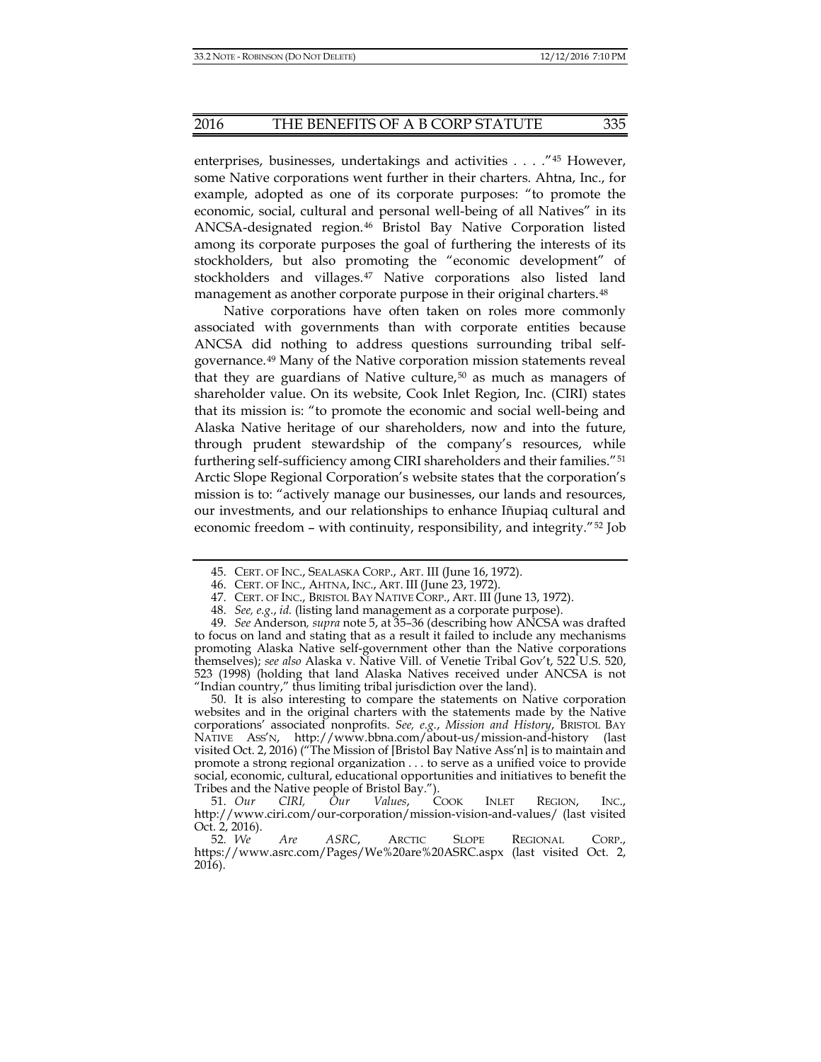enterprises, businesses, undertakings and activities . . . ."[45] However, some Native corporations went further in their charters. Ahtna, Inc., for example, adopted as one of its corporate purposes: "to promote the economic, social, cultural and personal well-being of all Natives" in its ANCSA-designated region.[46] Bristol Bay Native Corporation listed among its corporate purposes the goal of furthering the interests of its stockholders, but also promoting the "economic development" of stockholders and villages.[47] Native corporations also listed land management as another corporate purpose in their original charters.[48]

Native corporations have often taken on roles more commonly associated with governments than with corporate entities because ANCSA did nothing to address questions surrounding tribal self-governance.[49] Many of the Native corporation mission statements reveal that they are guardians of Native culture,[50] as much as managers of shareholder value. On its website, Cook Inlet Region, Inc. (CIRI) states that its mission is: "to promote the economic and social well-being and Alaska Native heritage of our shareholders, now and into the future, through prudent stewardship of the company's resources, while furthering self-sufficiency among CIRI shareholders and their families."[51] Arctic Slope Regional Corporation's website states that the corporation's mission is to: "actively manage our businesses, our lands and resources, our investments, and our relationships to enhance Iñupiaq cultural and economic freedom – with continuity, responsibility, and integrity."[52] Job

---

45. CERT. OF INC., SEALASKA CORP., ART. III (June 16, 1972).

46. CERT. OF INC., AHTNA, INC., ART. III (June 23, 1972).

47. CERT. OF INC., BRISTOL BAY NATIVE CORP., ART. III (June 13, 1972).

48. *See, e.g.*, *id.* (listing land management as a corporate purpose).

49. *See* Anderson, *supra* note 5, at 35–36 (describing how ANCSA was drafted to focus on land and stating that as a result it failed to include any mechanisms promoting Alaska Native self-government other than the Native corporations themselves); *see also* Alaska v. Native Vill. of Venetie Tribal Gov't, 522 U.S. 520, 523 (1998) (holding that land Alaska Natives received under ANCSA is not "Indian country," thus limiting tribal jurisdiction over the land).

50. It is also interesting to compare the statements on Native corporation websites and in the original charters with the statements made by the Native corporations' associated nonprofits. *See, e.g.*, *Mission and History*, BRISTOL BAY NATIVE ASS'N, http://www.bbna.com/about-us/mission-and-history (last visited Oct. 2, 2016) ("The Mission of [Bristol Bay Native Ass'n] is to maintain and promote a strong regional organization . . . to serve as a unified voice to provide social, economic, cultural, educational opportunities and initiatives to benefit the Tribes and the Native people of Bristol Bay.").

51. *Our CIRI, Our Values*, COOK INLET REGION, INC., http://www.ciri.com/our-corporation/mission-vision-and-values/ (last visited Oct. 2, 2016).

52. *We Are ASRC*, ARCTIC SLOPE REGIONAL CORP., https://www.asrc.com/Pages/We%20are%20ASRC.aspx (last visited Oct. 2, 2016).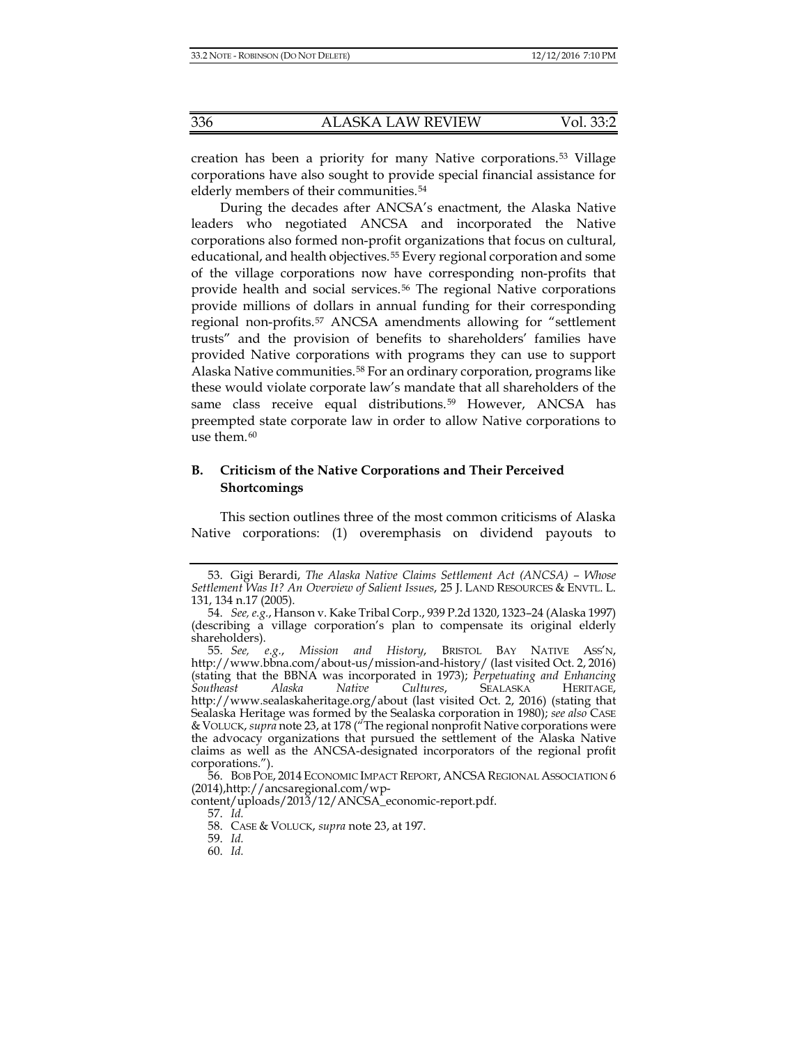creation has been a priority for many Native corporations.[53] Village corporations have also sought to provide special financial assistance for elderly members of their communities.[54]

During the decades after ANCSA's enactment, the Alaska Native leaders who negotiated ANCSA and incorporated the Native corporations also formed non-profit organizations that focus on cultural, educational, and health objectives.[55] Every regional corporation and some of the village corporations now have corresponding non-profits that provide health and social services.[56] The regional Native corporations provide millions of dollars in annual funding for their corresponding regional non-profits.[57] ANCSA amendments allowing for "settlement trusts" and the provision of benefits to shareholders' families have provided Native corporations with programs they can use to support Alaska Native communities.[58] For an ordinary corporation, programs like these would violate corporate law's mandate that all shareholders of the same class receive equal distributions.[59] However, ANCSA has preempted state corporate law in order to allow Native corporations to use them.[60]

### B. Criticism of the Native Corporations and Their Perceived Shortcomings

This section outlines three of the most common criticisms of Alaska Native corporations: (1) overemphasis on dividend payouts to

---

53. Gigi Berardi, *The Alaska Native Claims Settlement Act (ANCSA) – Whose Settlement Was It? An Overview of Salient Issues*, 25 J. LAND RESOURCES & ENVTL. L. 131, 134 n.17 (2005).

54. *See, e.g.*, Hanson v. Kake Tribal Corp., 939 P.2d 1320, 1323–24 (Alaska 1997) (describing a village corporation's plan to compensate its original elderly shareholders).

55. *See, e.g.*, *Mission and History*, BRISTOL BAY NATIVE ASS'N, http://www.bbna.com/about-us/mission-and-history/ (last visited Oct. 2, 2016) (stating that the BBNA was incorporated in 1973); *Perpetuating and Enhancing Southeast Alaska Native Cultures*, SEALASKA HERITAGE, http://www.sealaskaheritage.org/about (last visited Oct. 2, 2016) (stating that Sealaska Heritage was formed by the Sealaska corporation in 1980); *see also* CASE & VOLUCK, *supra* note 23, at 178 ("The regional nonprofit Native corporations were the advocacy organizations that pursued the settlement of the Alaska Native claims as well as the ANCSA-designated incorporators of the regional profit corporations.").

56. BOB POE, 2014 ECONOMIC IMPACT REPORT, ANCSA REGIONAL ASSOCIATION 6 (2014),http://ancsaregional.com/wp-content/uploads/2013/12/ANCSA_economic-report.pdf.

57. *Id.*

58. CASE & VOLUCK, *supra* note 23, at 197.

59. *Id.*

60. *Id.*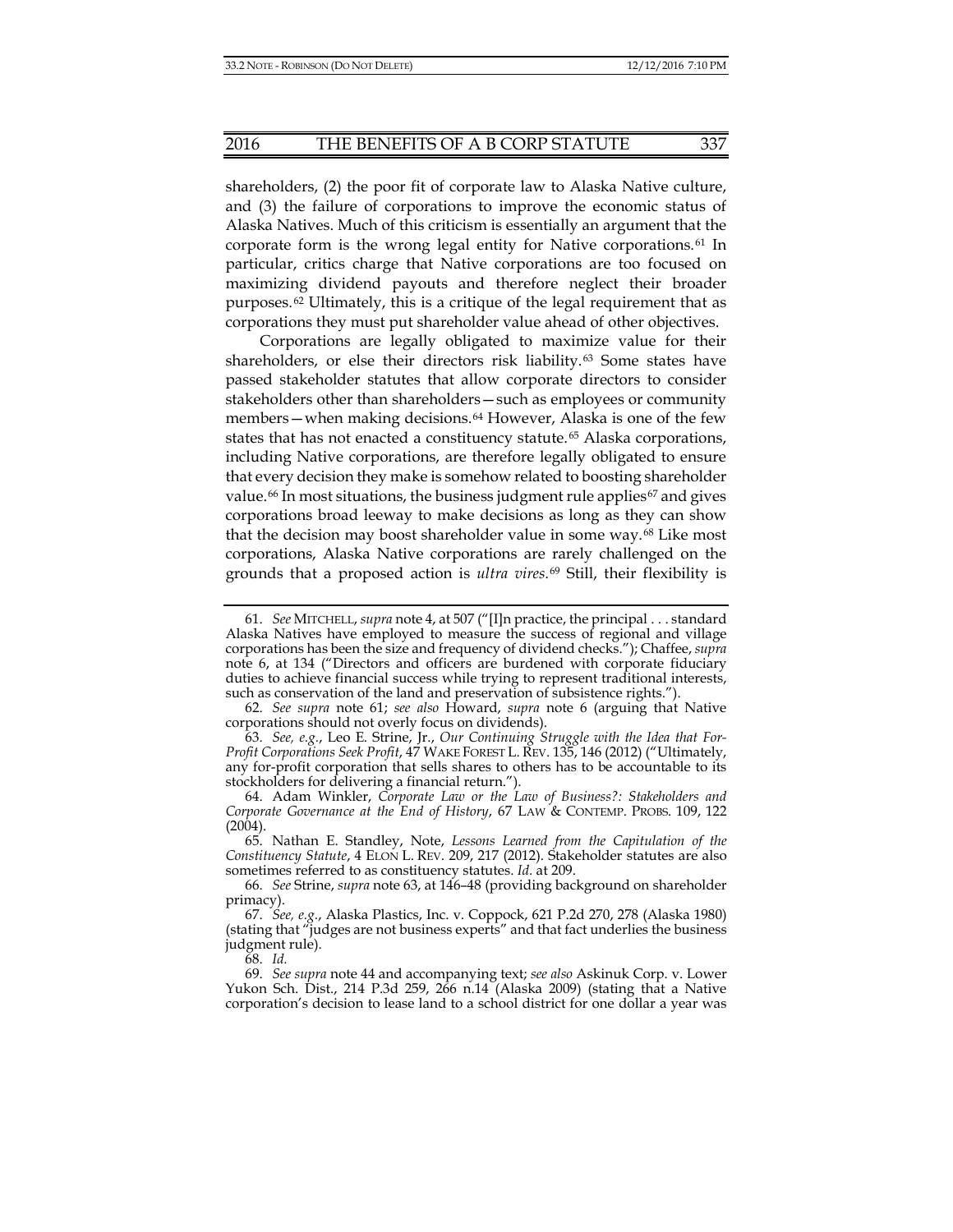shareholders, (2) the poor fit of corporate law to Alaska Native culture, and (3) the failure of corporations to improve the economic status of Alaska Natives. Much of this criticism is essentially an argument that the corporate form is the wrong legal entity for Native corporations.[61] In particular, critics charge that Native corporations are too focused on maximizing dividend payouts and therefore neglect their broader purposes.[62] Ultimately, this is a critique of the legal requirement that as corporations they must put shareholder value ahead of other objectives.

Corporations are legally obligated to maximize value for their shareholders, or else their directors risk liability.[63] Some states have passed stakeholder statutes that allow corporate directors to consider stakeholders other than shareholders—such as employees or community members—when making decisions.[64] However, Alaska is one of the few states that has not enacted a constituency statute.[65] Alaska corporations, including Native corporations, are therefore legally obligated to ensure that every decision they make is somehow related to boosting shareholder value.[66] In most situations, the business judgment rule applies[67] and gives corporations broad leeway to make decisions as long as they can show that the decision may boost shareholder value in some way.[68] Like most corporations, Alaska Native corporations are rarely challenged on the grounds that a proposed action is *ultra vires*.[69] Still, their flexibility is

---

61. *See* MITCHELL, *supra* note 4, at 507 ("[I]n practice, the principal . . . standard Alaska Natives have employed to measure the success of regional and village corporations has been the size and frequency of dividend checks."); Chaffee, *supra* note 6, at 134 ("Directors and officers are burdened with corporate fiduciary duties to achieve financial success while trying to represent traditional interests, such as conservation of the land and preservation of subsistence rights.").

62. *See supra* note 61; *see also* Howard, *supra* note 6 (arguing that Native corporations should not overly focus on dividends).

63. *See, e.g.*, Leo E. Strine, Jr., *Our Continuing Struggle with the Idea that For-Profit Corporations Seek Profit*, 47 WAKE FOREST L. REV. 135, 146 (2012) ("Ultimately, any for-profit corporation that sells shares to others has to be accountable to its stockholders for delivering a financial return.").

64. Adam Winkler, *Corporate Law or the Law of Business?: Stakeholders and Corporate Governance at the End of History*, 67 LAW & CONTEMP. PROBS. 109, 122 (2004).

65. Nathan E. Standley, Note, *Lessons Learned from the Capitulation of the Constituency Statute*, 4 ELON L. REV. 209, 217 (2012). Stakeholder statutes are also sometimes referred to as constituency statutes. *Id.* at 209.

66. *See* Strine, *supra* note 63, at 146–48 (providing background on shareholder primacy).

67. *See, e.g.*, Alaska Plastics, Inc. v. Coppock, 621 P.2d 270, 278 (Alaska 1980) (stating that "judges are not business experts" and that fact underlies the business judgment rule).

68. *Id.*

69. *See supra* note 44 and accompanying text; *see also* Askinuk Corp. v. Lower Yukon Sch. Dist., 214 P.3d 259, 266 n.14 (Alaska 2009) (stating that a Native corporation's decision to lease land to a school district for one dollar a year was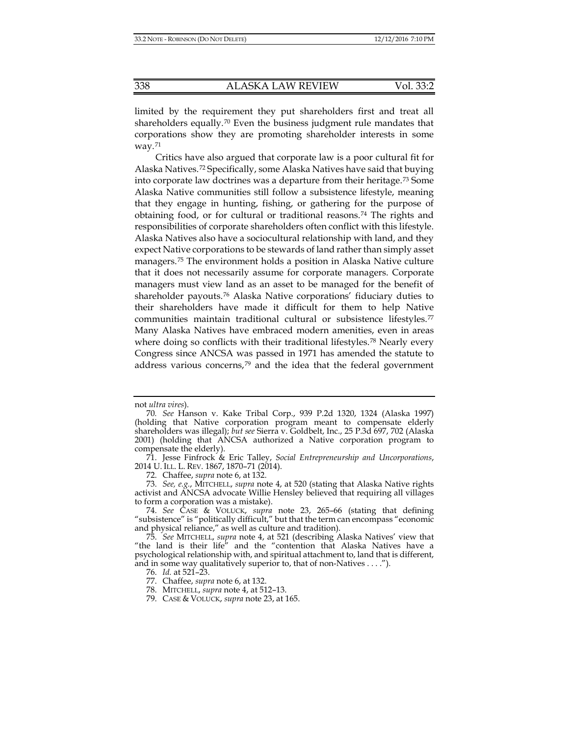limited by the requirement they put shareholders first and treat all shareholders equally.[70] Even the business judgment rule mandates that corporations show they are promoting shareholder interests in some way.[71]

Critics have also argued that corporate law is a poor cultural fit for Alaska Natives.[72] Specifically, some Alaska Natives have said that buying into corporate law doctrines was a departure from their heritage.[73] Some Alaska Native communities still follow a subsistence lifestyle, meaning that they engage in hunting, fishing, or gathering for the purpose of obtaining food, or for cultural or traditional reasons.[74] The rights and responsibilities of corporate shareholders often conflict with this lifestyle. Alaska Natives also have a sociocultural relationship with land, and they expect Native corporations to be stewards of land rather than simply asset managers.[75] The environment holds a position in Alaska Native culture that it does not necessarily assume for corporate managers. Corporate managers must view land as an asset to be managed for the benefit of shareholder payouts.[76] Alaska Native corporations' fiduciary duties to their shareholders have made it difficult for them to help Native communities maintain traditional cultural or subsistence lifestyles.[77] Many Alaska Natives have embraced modern amenities, even in areas where doing so conflicts with their traditional lifestyles.[78] Nearly every Congress since ANCSA was passed in 1971 has amended the statute to address various concerns,[79] and the idea that the federal government

---

not *ultra vires*).

70. *See* Hanson v. Kake Tribal Corp., 939 P.2d 1320, 1324 (Alaska 1997) (holding that Native corporation program meant to compensate elderly shareholders was illegal); *but see* Sierra v. Goldbelt, Inc., 25 P.3d 697, 702 (Alaska 2001) (holding that ANCSA authorized a Native corporation program to compensate the elderly).

71. Jesse Finfrock & Eric Talley, *Social Entrepreneurship and Uncorporations*, 2014 U. ILL. L. REV. 1867, 1870–71 (2014).

72. Chaffee, *supra* note 6, at 132.

73. *See, e.g.*, MITCHELL, *supra* note 4, at 520 (stating that Alaska Native rights activist and ANCSA advocate Willie Hensley believed that requiring all villages to form a corporation was a mistake).

74. *See* CASE & VOLUCK, *supra* note 23, 265–66 (stating that defining "subsistence" is "politically difficult," but that the term can encompass "economic and physical reliance," as well as culture and tradition).

75. *See* MITCHELL, *supra* note 4, at 521 (describing Alaska Natives' view that "the land is their life" and the "contention that Alaska Natives have a psychological relationship with, and spiritual attachment to, land that is different, and in some way qualitatively superior to, that of non-Natives . . . .").

76. *Id.* at 521–23.

77. Chaffee, *supra* note 6, at 132.

78. MITCHELL, *supra* note 4, at 512–13.

79. CASE & VOLUCK, *supra* note 23, at 165.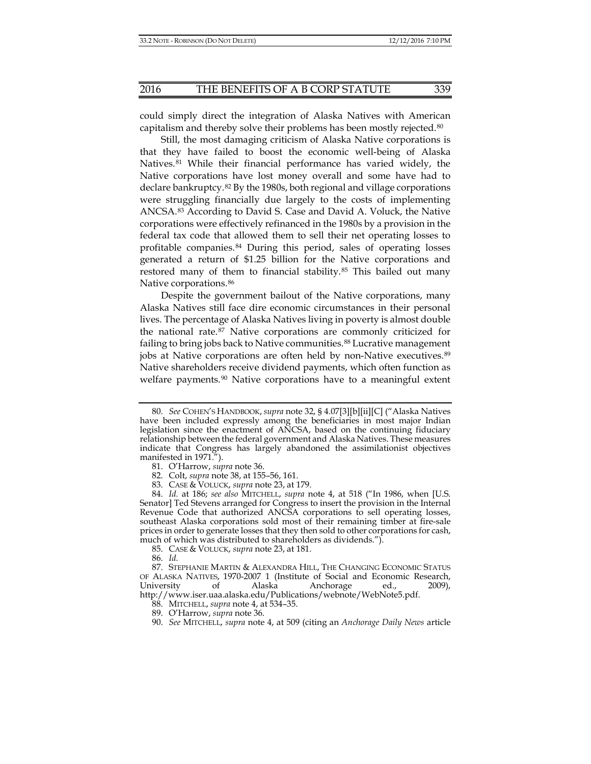could simply direct the integration of Alaska Natives with American capitalism and thereby solve their problems has been mostly rejected.[80]

Still, the most damaging criticism of Alaska Native corporations is that they have failed to boost the economic well-being of Alaska Natives.[81] While their financial performance has varied widely, the Native corporations have lost money overall and some have had to declare bankruptcy.[82] By the 1980s, both regional and village corporations were struggling financially due largely to the costs of implementing ANCSA.[83] According to David S. Case and David A. Voluck, the Native corporations were effectively refinanced in the 1980s by a provision in the federal tax code that allowed them to sell their net operating losses to profitable companies.[84] During this period, sales of operating losses generated a return of $1.25 billion for the Native corporations and restored many of them to financial stability.[85] This bailed out many Native corporations.[86]

Despite the government bailout of the Native corporations, many Alaska Natives still face dire economic circumstances in their personal lives. The percentage of Alaska Natives living in poverty is almost double the national rate.[87] Native corporations are commonly criticized for failing to bring jobs back to Native communities.[88] Lucrative management jobs at Native corporations are often held by non-Native executives.[89] Native shareholders receive dividend payments, which often function as welfare payments.[90] Native corporations have to a meaningful extent

---

80. *See* COHEN'S HANDBOOK, *supra* note 32, § 4.07[3][b][ii][C] ("Alaska Natives have been included expressly among the beneficiaries in most major Indian legislation since the enactment of ANCSA, based on the continuing fiduciary relationship between the federal government and Alaska Natives. These measures indicate that Congress has largely abandoned the assimilationist objectives manifested in 1971.").

81. O'Harrow, *supra* note 36.

82. Colt, *supra* note 38, at 155–56, 161.

83. CASE & VOLUCK, *supra* note 23, at 179.

84. *Id.* at 186; *see also* MITCHELL, *supra* note 4, at 518 ("In 1986, when [U.S. Senator] Ted Stevens arranged for Congress to insert the provision in the Internal Revenue Code that authorized ANCSA corporations to sell operating losses, southeast Alaska corporations sold most of their remaining timber at fire-sale prices in order to generate losses that they then sold to other corporations for cash, much of which was distributed to shareholders as dividends.").

85. CASE & VOLUCK, *supra* note 23, at 181.

86. *Id.*

87. STEPHANIE MARTIN & ALEXANDRA HILL, THE CHANGING ECONOMIC STATUS OF ALASKA NATIVES, 1970-2007 1 (Institute of Social and Economic Research, University of Alaska Anchorage ed., 2009), http://www.iser.uaa.alaska.edu/Publications/webnote/WebNote5.pdf.

88. MITCHELL, *supra* note 4, at 534–35.

89. O'Harrow, *supra* note 36.

90. *See* MITCHELL, *supra* note 4, at 509 (citing an *Anchorage Daily News* article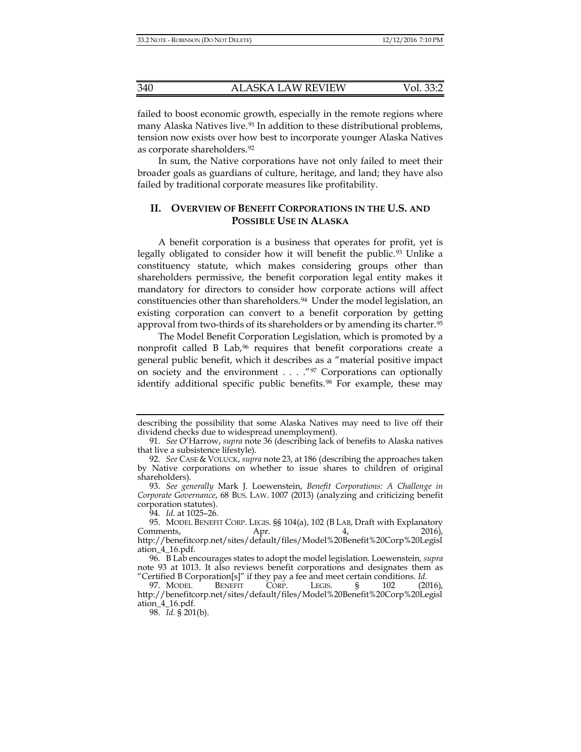failed to boost economic growth, especially in the remote regions where many Alaska Natives live.[91] In addition to these distributional problems, tension now exists over how best to incorporate younger Alaska Natives as corporate shareholders.[92]

In sum, the Native corporations have not only failed to meet their broader goals as guardians of culture, heritage, and land; they have also failed by traditional corporate measures like profitability.

## II. OVERVIEW OF BENEFIT CORPORATIONS IN THE U.S. AND POSSIBLE USE IN ALASKA

A benefit corporation is a business that operates for profit, yet is legally obligated to consider how it will benefit the public.[93] Unlike a constituency statute, which makes considering groups other than shareholders permissive, the benefit corporation legal entity makes it mandatory for directors to consider how corporate actions will affect constituencies other than shareholders.[94] Under the model legislation, an existing corporation can convert to a benefit corporation by getting approval from two-thirds of its shareholders or by amending its charter.[95]

The Model Benefit Corporation Legislation, which is promoted by a nonprofit called B Lab,[96] requires that benefit corporations create a general public benefit, which it describes as a "material positive impact on society and the environment . . . ."[97] Corporations can optionally identify additional specific public benefits.[98] For example, these may

---

describing the possibility that some Alaska Natives may need to live off their dividend checks due to widespread unemployment).

91. *See* O'Harrow, *supra* note 36 (describing lack of benefits to Alaska natives that live a subsistence lifestyle).

92. *See* CASE & VOLUCK, *supra* note 23, at 186 (describing the approaches taken by Native corporations on whether to issue shares to children of original shareholders).

93. *See generally* Mark J. Loewenstein, *Benefit Corporations: A Challenge in Corporate Governance*, 68 BUS. LAW. 1007 (2013) (analyzing and criticizing benefit corporation statutes).

94. *Id.* at 1025–26.

95. MODEL BENEFIT CORP. LEGIS. §§ 104(a), 102 (B LAB, Draft with Explanatory Comments, Apr. 4, 2016), http://benefitcorp.net/sites/default/files/Model%20Benefit%20Corp%20Legislation_4_16.pdf.

96. B Lab encourages states to adopt the model legislation. Loewenstein, *supra* note 93 at 1013. It also reviews benefit corporations and designates them as "Certified B Corporation[s]" if they pay a fee and meet certain conditions. *Id.*

97. MODEL BENEFIT CORP. LEGIS. § 102 (2016), http://benefitcorp.net/sites/default/files/Model%20Benefit%20Corp%20Legislation_4_16.pdf.

98. *Id.* § 201(b).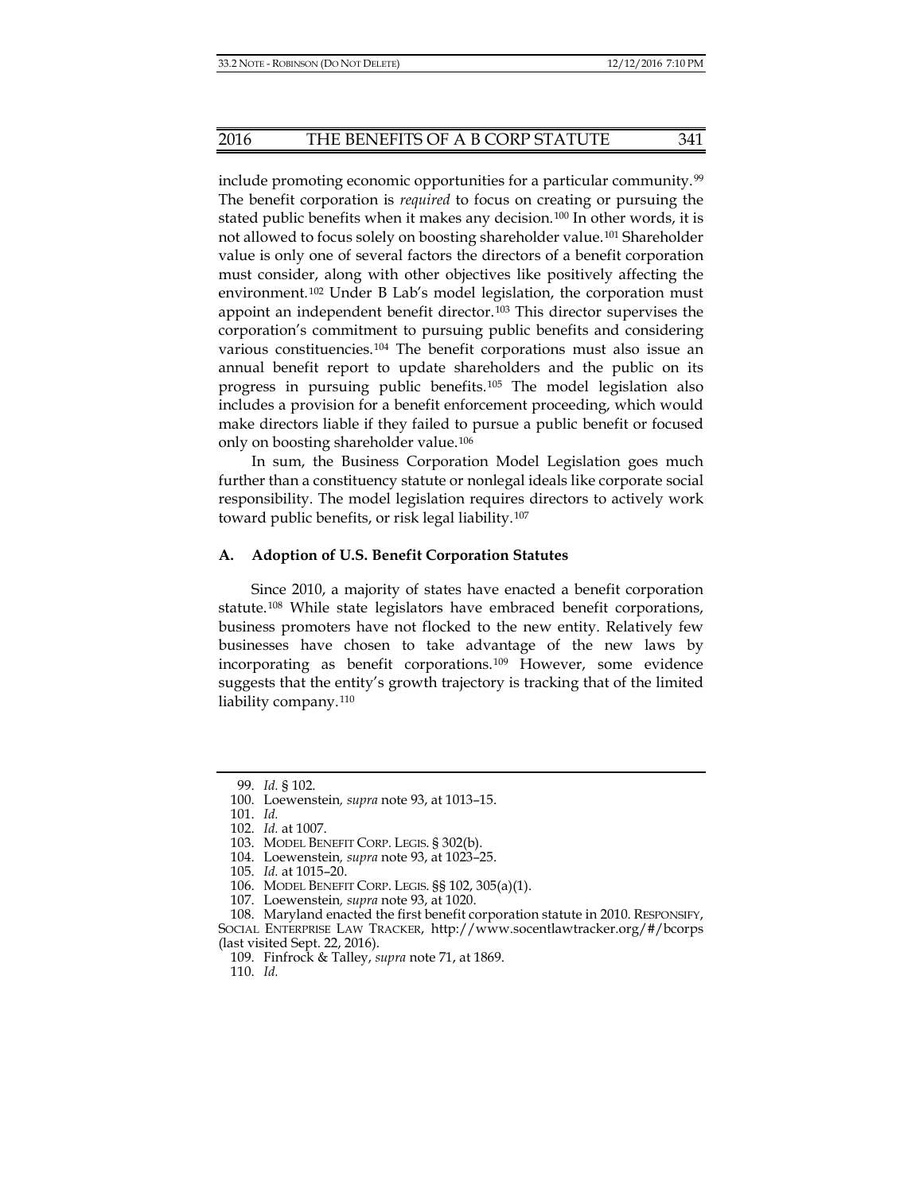include promoting economic opportunities for a particular community.[99] The benefit corporation is *required* to focus on creating or pursuing the stated public benefits when it makes any decision.[100] In other words, it is not allowed to focus solely on boosting shareholder value.[101] Shareholder value is only one of several factors the directors of a benefit corporation must consider, along with other objectives like positively affecting the environment.[102] Under B Lab's model legislation, the corporation must appoint an independent benefit director.[103] This director supervises the corporation's commitment to pursuing public benefits and considering various constituencies.[104] The benefit corporations must also issue an annual benefit report to update shareholders and the public on its progress in pursuing public benefits.[105] The model legislation also includes a provision for a benefit enforcement proceeding, which would make directors liable if they failed to pursue a public benefit or focused only on boosting shareholder value.[106]

In sum, the Business Corporation Model Legislation goes much further than a constituency statute or nonlegal ideals like corporate social responsibility. The model legislation requires directors to actively work toward public benefits, or risk legal liability.[107]

### A. Adoption of U.S. Benefit Corporation Statutes

Since 2010, a majority of states have enacted a benefit corporation statute.[108] While state legislators have embraced benefit corporations, business promoters have not flocked to the new entity. Relatively few businesses have chosen to take advantage of the new laws by incorporating as benefit corporations.[109] However, some evidence suggests that the entity's growth trajectory is tracking that of the limited liability company.[110]

---

99. *Id.* § 102.

100. Loewenstein, *supra* note 93, at 1013–15.

101. *Id.*

102. *Id.* at 1007.

103. MODEL BENEFIT CORP. LEGIS. § 302(b).

104. Loewenstein, *supra* note 93, at 1023–25.

105. *Id.* at 1015–20.

106. MODEL BENEFIT CORP. LEGIS. §§ 102, 305(a)(1).

107. Loewenstein, *supra* note 93, at 1020.

108. Maryland enacted the first benefit corporation statute in 2010. RESPONSIFY, SOCIAL ENTERPRISE LAW TRACKER, http://www.socentlawtracker.org/#/bcorps (last visited Sept. 22, 2016).

109. Finfrock & Talley, *supra* note 71, at 1869.

110. *Id.*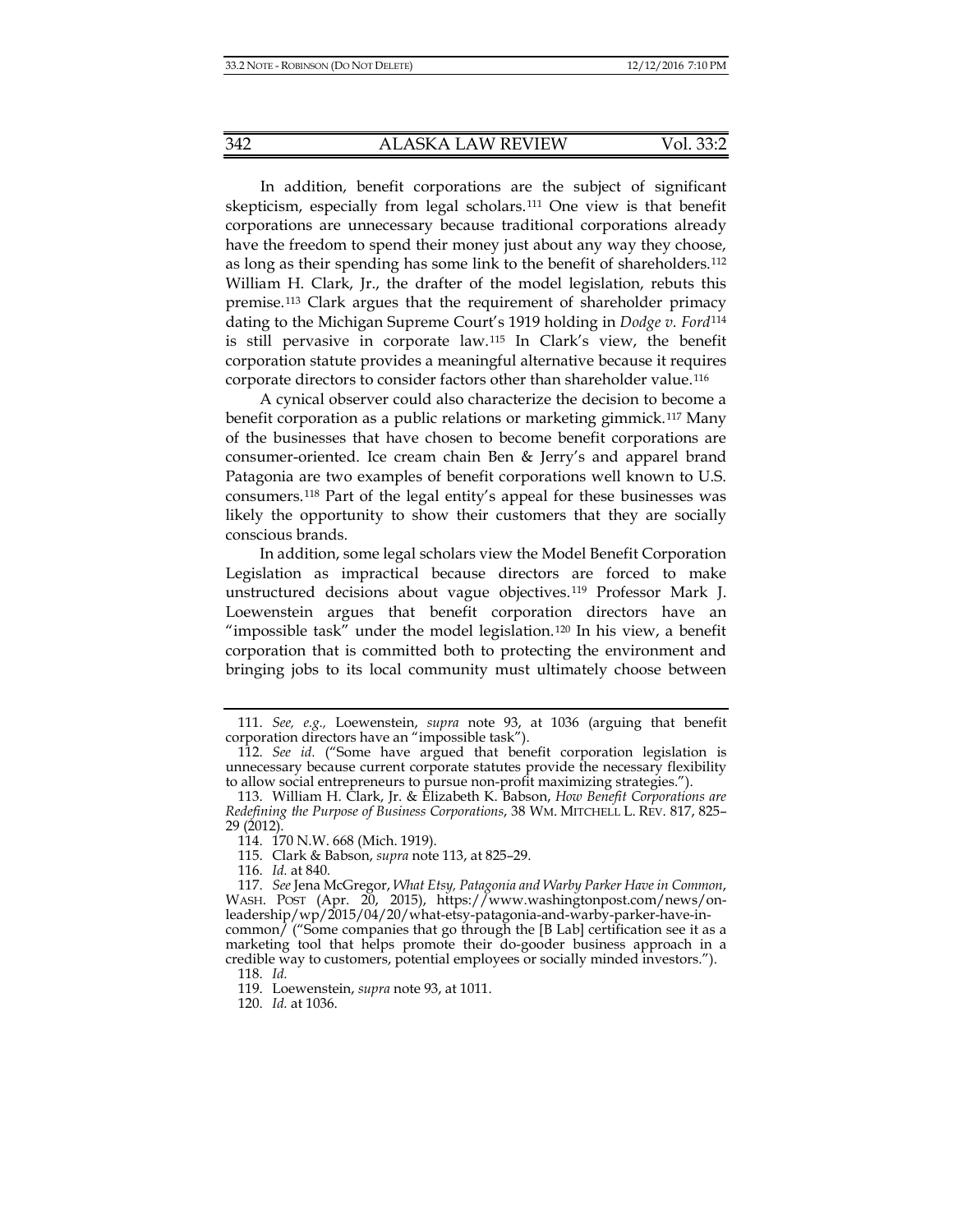In addition, benefit corporations are the subject of significant skepticism, especially from legal scholars.[111] One view is that benefit corporations are unnecessary because traditional corporations already have the freedom to spend their money just about any way they choose, as long as their spending has some link to the benefit of shareholders.[112] William H. Clark, Jr., the drafter of the model legislation, rebuts this premise.[113] Clark argues that the requirement of shareholder primacy dating to the Michigan Supreme Court's 1919 holding in *Dodge v. Ford*[114] is still pervasive in corporate law.[115] In Clark's view, the benefit corporation statute provides a meaningful alternative because it requires corporate directors to consider factors other than shareholder value.[116]

A cynical observer could also characterize the decision to become a benefit corporation as a public relations or marketing gimmick.[117] Many of the businesses that have chosen to become benefit corporations are consumer-oriented. Ice cream chain Ben & Jerry's and apparel brand Patagonia are two examples of benefit corporations well known to U.S. consumers.[118] Part of the legal entity's appeal for these businesses was likely the opportunity to show their customers that they are socially conscious brands.

In addition, some legal scholars view the Model Benefit Corporation Legislation as impractical because directors are forced to make unstructured decisions about vague objectives.[119] Professor Mark J. Loewenstein argues that benefit corporation directors have an "impossible task" under the model legislation.[120] In his view, a benefit corporation that is committed both to protecting the environment and bringing jobs to its local community must ultimately choose between

---

111. *See, e.g.,* Loewenstein, *supra* note 93, at 1036 (arguing that benefit corporation directors have an "impossible task").

112. *See id.* ("Some have argued that benefit corporation legislation is unnecessary because current corporate statutes provide the necessary flexibility to allow social entrepreneurs to pursue non-profit maximizing strategies.").

113. William H. Clark, Jr. & Elizabeth K. Babson, *How Benefit Corporations are Redefining the Purpose of Business Corporations*, 38 WM. MITCHELL L. REV. 817, 825–29 (2012).

114. 170 N.W. 668 (Mich. 1919).

115. Clark & Babson, *supra* note 113, at 825–29.

116. *Id.* at 840.

117. *See* Jena McGregor, *What Etsy, Patagonia and Warby Parker Have in Common*, WASH. POST (Apr. 20, 2015), https://www.washingtonpost.com/news/on-leadership/wp/2015/04/20/what-etsy-patagonia-and-warby-parker-have-in-common/ ("Some companies that go through the [B Lab] certification see it as a marketing tool that helps promote their do-gooder business approach in a credible way to customers, potential employees or socially minded investors.").

118. *Id.*

119. Loewenstein, *supra* note 93, at 1011.

120. *Id.* at 1036.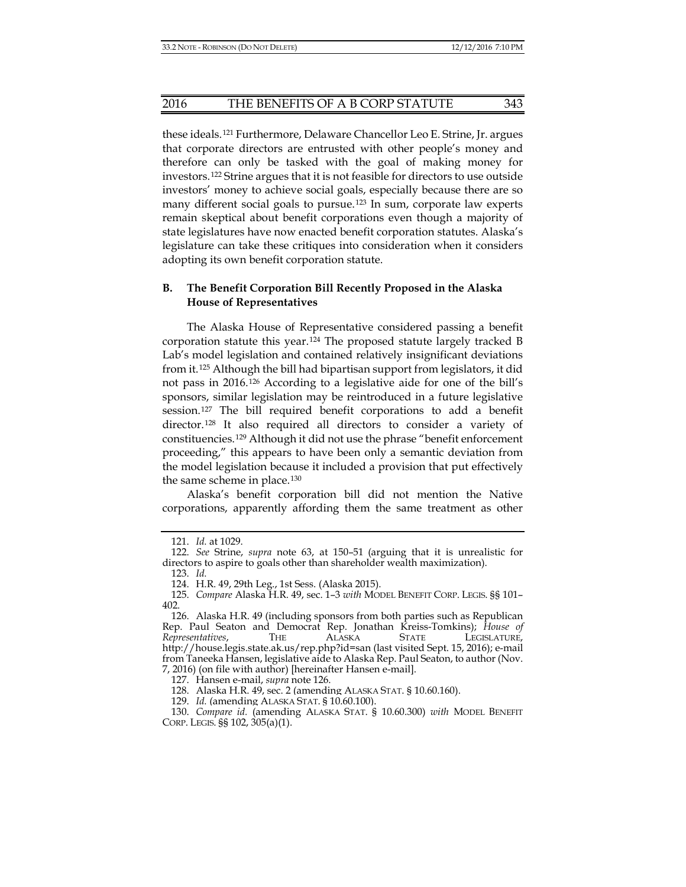these ideals.[121] Furthermore, Delaware Chancellor Leo E. Strine, Jr. argues that corporate directors are entrusted with other people's money and therefore can only be tasked with the goal of making money for investors.[122] Strine argues that it is not feasible for directors to use outside investors' money to achieve social goals, especially because there are so many different social goals to pursue.[123] In sum, corporate law experts remain skeptical about benefit corporations even though a majority of state legislatures have now enacted benefit corporation statutes. Alaska's legislature can take these critiques into consideration when it considers adopting its own benefit corporation statute.

### B. The Benefit Corporation Bill Recently Proposed in the Alaska House of Representatives

The Alaska House of Representative considered passing a benefit corporation statute this year.[124] The proposed statute largely tracked B Lab's model legislation and contained relatively insignificant deviations from it.[125] Although the bill had bipartisan support from legislators, it did not pass in 2016.[126] According to a legislative aide for one of the bill's sponsors, similar legislation may be reintroduced in a future legislative session.[127] The bill required benefit corporations to add a benefit director.[128] It also required all directors to consider a variety of constituencies.[129] Although it did not use the phrase "benefit enforcement proceeding," this appears to have been only a semantic deviation from the model legislation because it included a provision that put effectively the same scheme in place.[130]

Alaska's benefit corporation bill did not mention the Native corporations, apparently affording them the same treatment as other

---

121. *Id.* at 1029.

122. *See* Strine, *supra* note 63, at 150–51 (arguing that it is unrealistic for directors to aspire to goals other than shareholder wealth maximization).

123. *Id.*

124. H.R. 49, 29th Leg., 1st Sess. (Alaska 2015).

125. *Compare* Alaska H.R. 49, sec. 1–3 *with* MODEL BENEFIT CORP. LEGIS. §§ 101–402.

126. Alaska H.R. 49 (including sponsors from both parties such as Republican Rep. Paul Seaton and Democrat Rep. Jonathan Kreiss-Tomkins); *House of Representatives*, THE ALASKA STATE LEGISLATURE, http://house.legis.state.ak.us/rep.php?id=san (last visited Sept. 15, 2016); e-mail from Taneeka Hansen, legislative aide to Alaska Rep. Paul Seaton, to author (Nov. 7, 2016) (on file with author) [hereinafter Hansen e-mail].

127. Hansen e-mail, *supra* note 126.

128. Alaska H.R. 49, sec. 2 (amending ALASKA STAT. § 10.60.160).

129. *Id.* (amending ALASKA STAT. § 10.60.100).

130. *Compare id.* (amending ALASKA STAT. § 10.60.300) *with* MODEL BENEFIT CORP. LEGIS. §§ 102, 305(a)(1).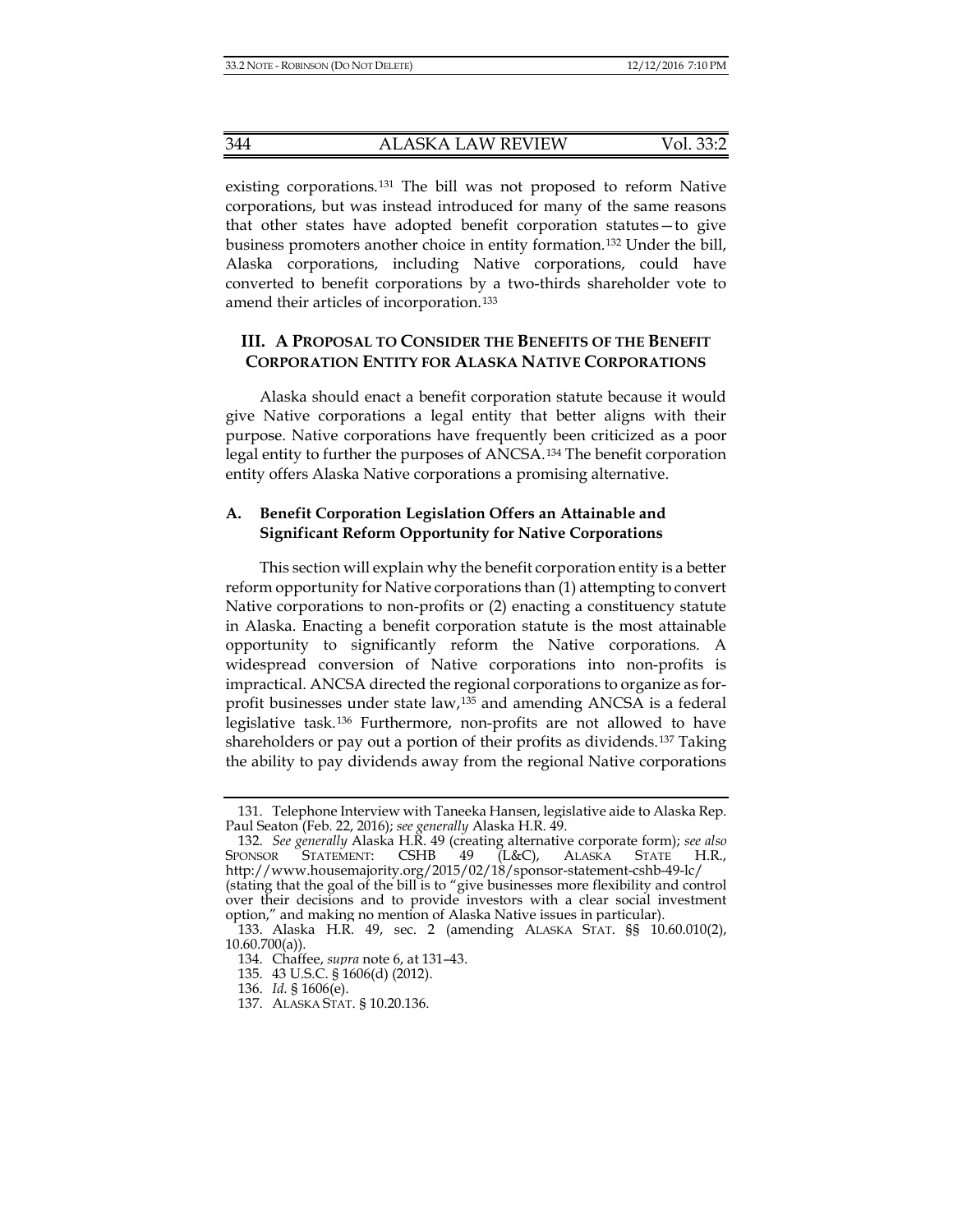existing corporations.[131] The bill was not proposed to reform Native corporations, but was instead introduced for many of the same reasons that other states have adopted benefit corporation statutes—to give business promoters another choice in entity formation.[132] Under the bill, Alaska corporations, including Native corporations, could have converted to benefit corporations by a two-thirds shareholder vote to amend their articles of incorporation.[133]

## III. A PROPOSAL TO CONSIDER THE BENEFITS OF THE BENEFIT CORPORATION ENTITY FOR ALASKA NATIVE CORPORATIONS

Alaska should enact a benefit corporation statute because it would give Native corporations a legal entity that better aligns with their purpose. Native corporations have frequently been criticized as a poor legal entity to further the purposes of ANCSA.[134] The benefit corporation entity offers Alaska Native corporations a promising alternative.

### A. Benefit Corporation Legislation Offers an Attainable and Significant Reform Opportunity for Native Corporations

This section will explain why the benefit corporation entity is a better reform opportunity for Native corporations than (1) attempting to convert Native corporations to non-profits or (2) enacting a constituency statute in Alaska. Enacting a benefit corporation statute is the most attainable opportunity to significantly reform the Native corporations. A widespread conversion of Native corporations into non-profits is impractical. ANCSA directed the regional corporations to organize as for-profit businesses under state law,[135] and amending ANCSA is a federal legislative task.[136] Furthermore, non-profits are not allowed to have shareholders or pay out a portion of their profits as dividends.[137] Taking the ability to pay dividends away from the regional Native corporations

---

131. Telephone Interview with Taneeka Hansen, legislative aide to Alaska Rep. Paul Seaton (Feb. 22, 2016); *see generally* Alaska H.R. 49.

132. *See generally* Alaska H.R. 49 (creating alternative corporate form); *see also* SPONSOR STATEMENT: CSHB 49 (L&C), ALASKA STATE H.R., http://www.housemajority.org/2015/02/18/sponsor-statement-cshb-49-lc/ (stating that the goal of the bill is to "give businesses more flexibility and control over their decisions and to provide investors with a clear social investment option," and making no mention of Alaska Native issues in particular).

133. Alaska H.R. 49, sec. 2 (amending ALASKA STAT. §§ 10.60.010(2), 10.60.700(a)).

134. Chaffee, *supra* note 6, at 131–43.

135. 43 U.S.C. § 1606(d) (2012).

136. *Id.* § 1606(e).

137. ALASKA STAT. § 10.20.136.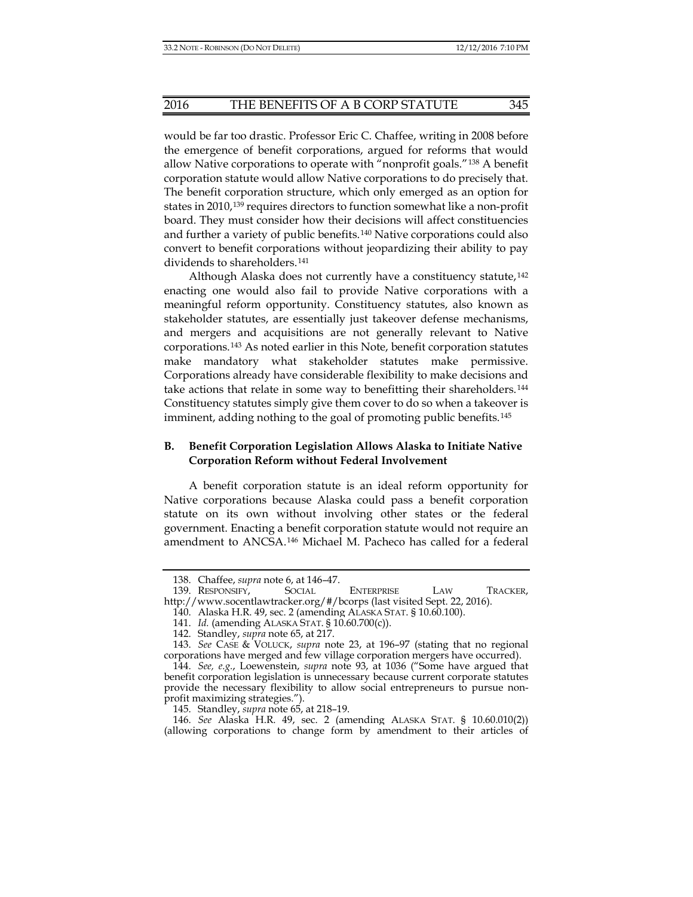would be far too drastic. Professor Eric C. Chaffee, writing in 2008 before the emergence of benefit corporations, argued for reforms that would allow Native corporations to operate with "nonprofit goals."[138] A benefit corporation statute would allow Native corporations to do precisely that. The benefit corporation structure, which only emerged as an option for states in 2010,[139] requires directors to function somewhat like a non-profit board. They must consider how their decisions will affect constituencies and further a variety of public benefits.[140] Native corporations could also convert to benefit corporations without jeopardizing their ability to pay dividends to shareholders.[141]

Although Alaska does not currently have a constituency statute,[142] enacting one would also fail to provide Native corporations with a meaningful reform opportunity. Constituency statutes, also known as stakeholder statutes, are essentially just takeover defense mechanisms, and mergers and acquisitions are not generally relevant to Native corporations.[143] As noted earlier in this Note, benefit corporation statutes make mandatory what stakeholder statutes make permissive. Corporations already have considerable flexibility to make decisions and take actions that relate in some way to benefitting their shareholders.[144] Constituency statutes simply give them cover to do so when a takeover is imminent, adding nothing to the goal of promoting public benefits.[145]

## B. Benefit Corporation Legislation Allows Alaska to Initiate Native Corporation Reform without Federal Involvement

A benefit corporation statute is an ideal reform opportunity for Native corporations because Alaska could pass a benefit corporation statute on its own without involving other states or the federal government. Enacting a benefit corporation statute would not require an amendment to ANCSA.[146] Michael M. Pacheco has called for a federal

---

138. Chaffee, *supra* note 6, at 146–47.

139. RESPONSIFY, SOCIAL ENTERPRISE LAW TRACKER, http://www.socentlawtracker.org/#/bcorps (last visited Sept. 22, 2016).

140. Alaska H.R. 49, sec. 2 (amending ALASKA STAT. § 10.60.100).

141. *Id.* (amending ALASKA STAT. § 10.60.700(c)).

142. Standley, *supra* note 65, at 217.

143. *See* CASE & VOLUCK, *supra* note 23, at 196–97 (stating that no regional corporations have merged and few village corporation mergers have occurred).

144. *See, e.g.*, Loewenstein, *supra* note 93, at 1036 ("Some have argued that benefit corporation legislation is unnecessary because current corporate statutes provide the necessary flexibility to allow social entrepreneurs to pursue non-profit maximizing strategies.").

145. Standley, *supra* note 65, at 218–19.

146. *See* Alaska H.R. 49, sec. 2 (amending ALASKA STAT. § 10.60.010(2)) (allowing corporations to change form by amendment to their articles of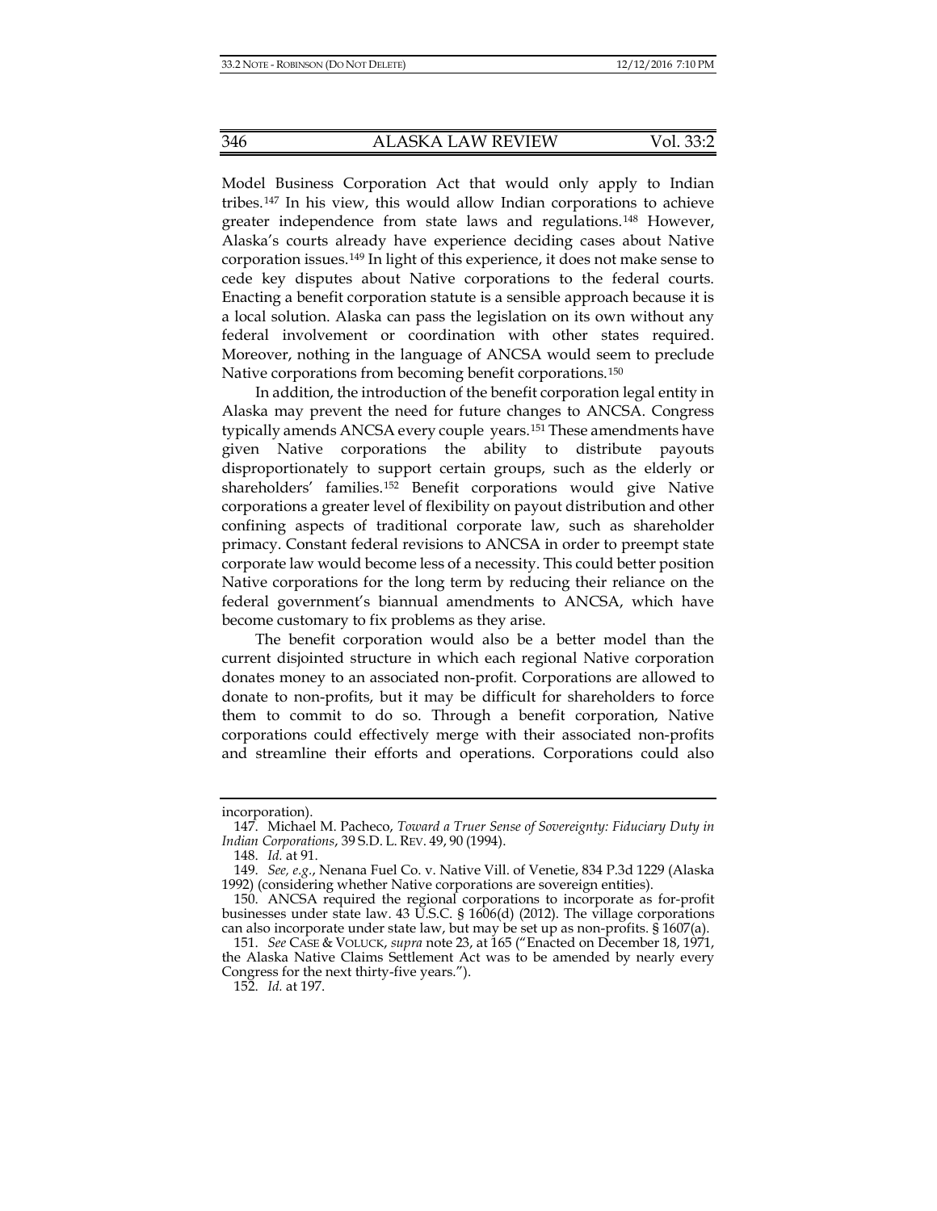Model Business Corporation Act that would only apply to Indian tribes.[147] In his view, this would allow Indian corporations to achieve greater independence from state laws and regulations.[148] However, Alaska's courts already have experience deciding cases about Native corporation issues.[149] In light of this experience, it does not make sense to cede key disputes about Native corporations to the federal courts. Enacting a benefit corporation statute is a sensible approach because it is a local solution. Alaska can pass the legislation on its own without any federal involvement or coordination with other states required. Moreover, nothing in the language of ANCSA would seem to preclude Native corporations from becoming benefit corporations.[150]

In addition, the introduction of the benefit corporation legal entity in Alaska may prevent the need for future changes to ANCSA. Congress typically amends ANCSA every couple years.[151] These amendments have given Native corporations the ability to distribute payouts disproportionately to support certain groups, such as the elderly or shareholders' families.[152] Benefit corporations would give Native corporations a greater level of flexibility on payout distribution and other confining aspects of traditional corporate law, such as shareholder primacy. Constant federal revisions to ANCSA in order to preempt state corporate law would become less of a necessity. This could better position Native corporations for the long term by reducing their reliance on the federal government's biannual amendments to ANCSA, which have become customary to fix problems as they arise.

The benefit corporation would also be a better model than the current disjointed structure in which each regional Native corporation donates money to an associated non-profit. Corporations are allowed to donate to non-profits, but it may be difficult for shareholders to force them to commit to do so. Through a benefit corporation, Native corporations could effectively merge with their associated non-profits and streamline their efforts and operations. Corporations could also

---

incorporation).

147. Michael M. Pacheco, *Toward a Truer Sense of Sovereignty: Fiduciary Duty in Indian Corporations*, 39 S.D. L. REV. 49, 90 (1994).

148. *Id.* at 91.

149. *See, e.g.*, Nenana Fuel Co. v. Native Vill. of Venetie, 834 P.3d 1229 (Alaska 1992) (considering whether Native corporations are sovereign entities).

150. ANCSA required the regional corporations to incorporate as for-profit businesses under state law. 43 U.S.C. § 1606(d) (2012). The village corporations can also incorporate under state law, but may be set up as non-profits. § 1607(a).

151. *See* CASE & VOLUCK, *supra* note 23, at 165 ("Enacted on December 18, 1971, the Alaska Native Claims Settlement Act was to be amended by nearly every Congress for the next thirty-five years.").

152. *Id.* at 197.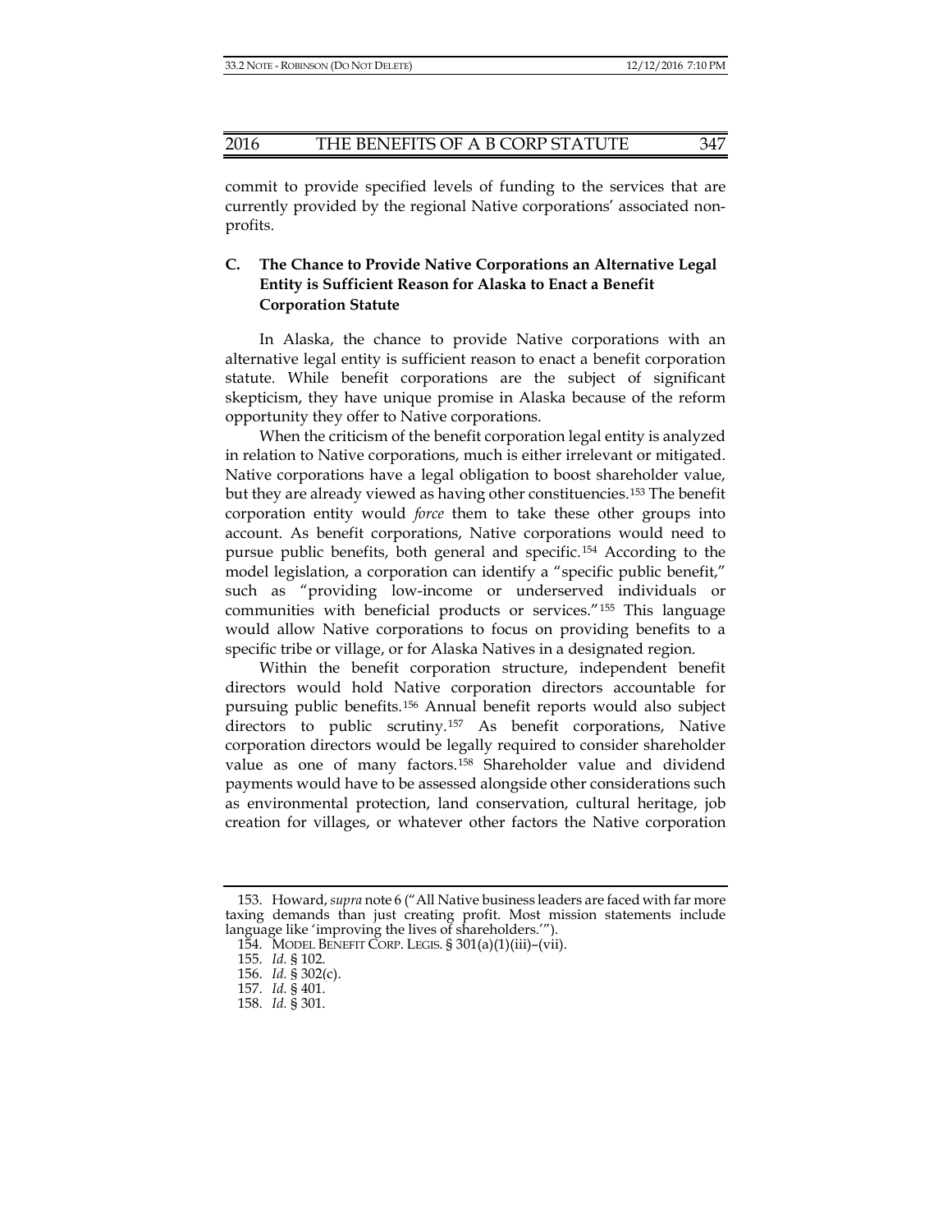commit to provide specified levels of funding to the services that are currently provided by the regional Native corporations' associated non-profits.

### C. The Chance to Provide Native Corporations an Alternative Legal Entity is Sufficient Reason for Alaska to Enact a Benefit Corporation Statute

In Alaska, the chance to provide Native corporations with an alternative legal entity is sufficient reason to enact a benefit corporation statute. While benefit corporations are the subject of significant skepticism, they have unique promise in Alaska because of the reform opportunity they offer to Native corporations.

When the criticism of the benefit corporation legal entity is analyzed in relation to Native corporations, much is either irrelevant or mitigated. Native corporations have a legal obligation to boost shareholder value, but they are already viewed as having other constituencies.[153] The benefit corporation entity would *force* them to take these other groups into account. As benefit corporations, Native corporations would need to pursue public benefits, both general and specific.[154] According to the model legislation, a corporation can identify a "specific public benefit," such as "providing low-income or underserved individuals or communities with beneficial products or services."[155] This language would allow Native corporations to focus on providing benefits to a specific tribe or village, or for Alaska Natives in a designated region.

Within the benefit corporation structure, independent benefit directors would hold Native corporation directors accountable for pursuing public benefits.[156] Annual benefit reports would also subject directors to public scrutiny.[157] As benefit corporations, Native corporation directors would be legally required to consider shareholder value as one of many factors.[158] Shareholder value and dividend payments would have to be assessed alongside other considerations such as environmental protection, land conservation, cultural heritage, job creation for villages, or whatever other factors the Native corporation

---

153. Howard, *supra* note 6 ("All Native business leaders are faced with far more taxing demands than just creating profit. Most mission statements include language like 'improving the lives of shareholders.'").

154. MODEL BENEFIT CORP. LEGIS. § 301(a)(1)(iii)–(vii).

155. *Id.* § 102.

156. *Id.* § 302(c).

157. *Id.* § 401.

158. *Id.* § 301.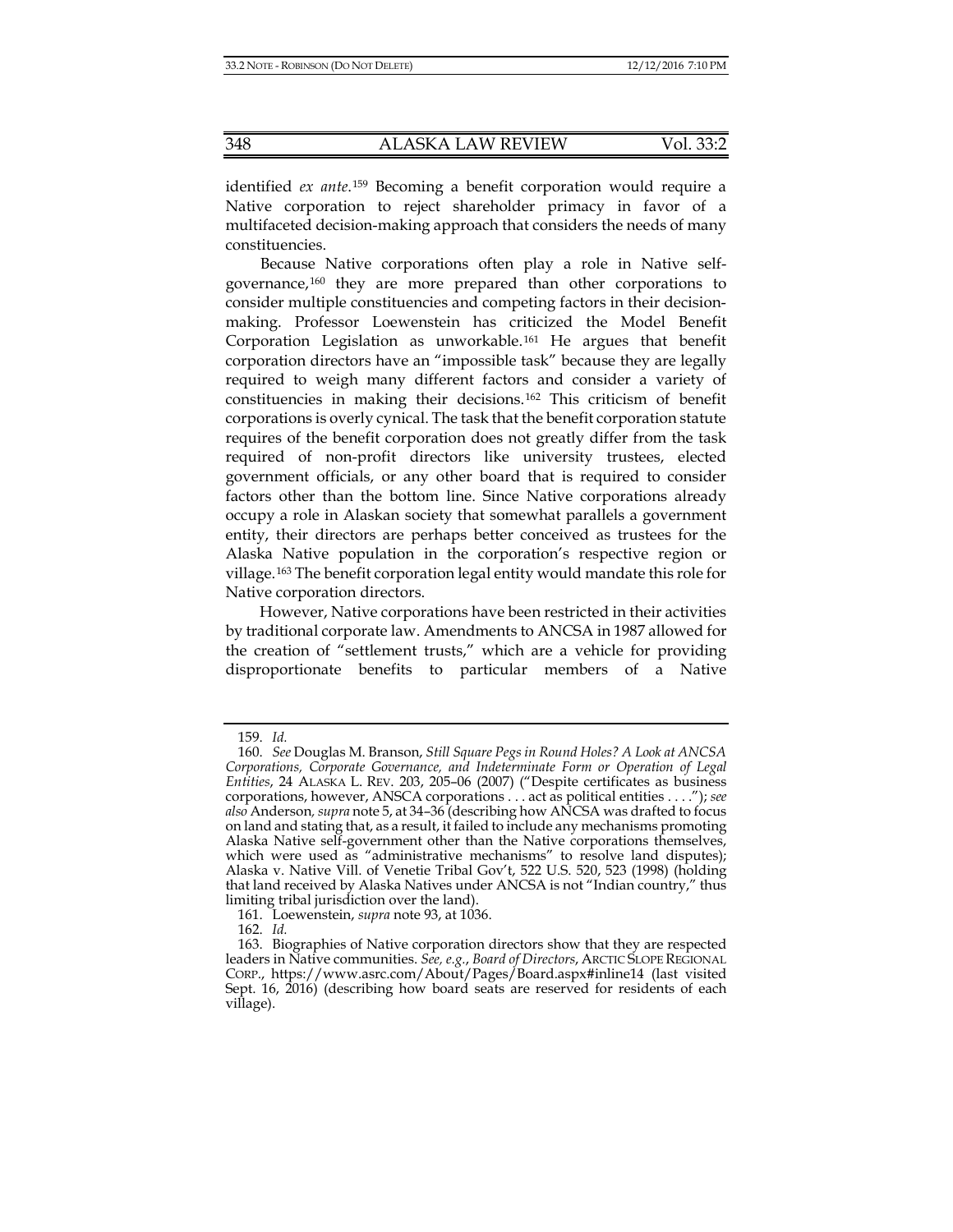identified *ex ante*.[159] Becoming a benefit corporation would require a Native corporation to reject shareholder primacy in favor of a multifaceted decision-making approach that considers the needs of many constituencies.

Because Native corporations often play a role in Native self-governance,[160] they are more prepared than other corporations to consider multiple constituencies and competing factors in their decision-making. Professor Loewenstein has criticized the Model Benefit Corporation Legislation as unworkable.[161] He argues that benefit corporation directors have an "impossible task" because they are legally required to weigh many different factors and consider a variety of constituencies in making their decisions.[162] This criticism of benefit corporations is overly cynical. The task that the benefit corporation statute requires of the benefit corporation does not greatly differ from the task required of non-profit directors like university trustees, elected government officials, or any other board that is required to consider factors other than the bottom line. Since Native corporations already occupy a role in Alaskan society that somewhat parallels a government entity, their directors are perhaps better conceived as trustees for the Alaska Native population in the corporation's respective region or village.[163] The benefit corporation legal entity would mandate this role for Native corporation directors.

However, Native corporations have been restricted in their activities by traditional corporate law. Amendments to ANCSA in 1987 allowed for the creation of "settlement trusts," which are a vehicle for providing disproportionate benefits to particular members of a Native

---

159. *Id.*

160. *See* Douglas M. Branson, *Still Square Pegs in Round Holes? A Look at ANCSA Corporations, Corporate Governance, and Indeterminate Form or Operation of Legal Entities*, 24 ALASKA L. REV. 203, 205–06 (2007) ("Despite certificates as business corporations, however, ANSCA corporations . . . act as political entities . . . ."); *see also* Anderson, *supra* note 5, at 34–36 (describing how ANCSA was drafted to focus on land and stating that, as a result, it failed to include any mechanisms promoting Alaska Native self-government other than the Native corporations themselves, which were used as "administrative mechanisms" to resolve land disputes); Alaska v. Native Vill. of Venetie Tribal Gov't, 522 U.S. 520, 523 (1998) (holding that land received by Alaska Natives under ANCSA is not "Indian country," thus limiting tribal jurisdiction over the land).

161. Loewenstein, *supra* note 93, at 1036.

162. *Id.*

163. Biographies of Native corporation directors show that they are respected leaders in Native communities. *See, e.g.*, *Board of Directors*, ARCTIC SLOPE REGIONAL CORP., https://www.asrc.com/About/Pages/Board.aspx#inline14 (last visited Sept. 16, 2016) (describing how board seats are reserved for residents of each village).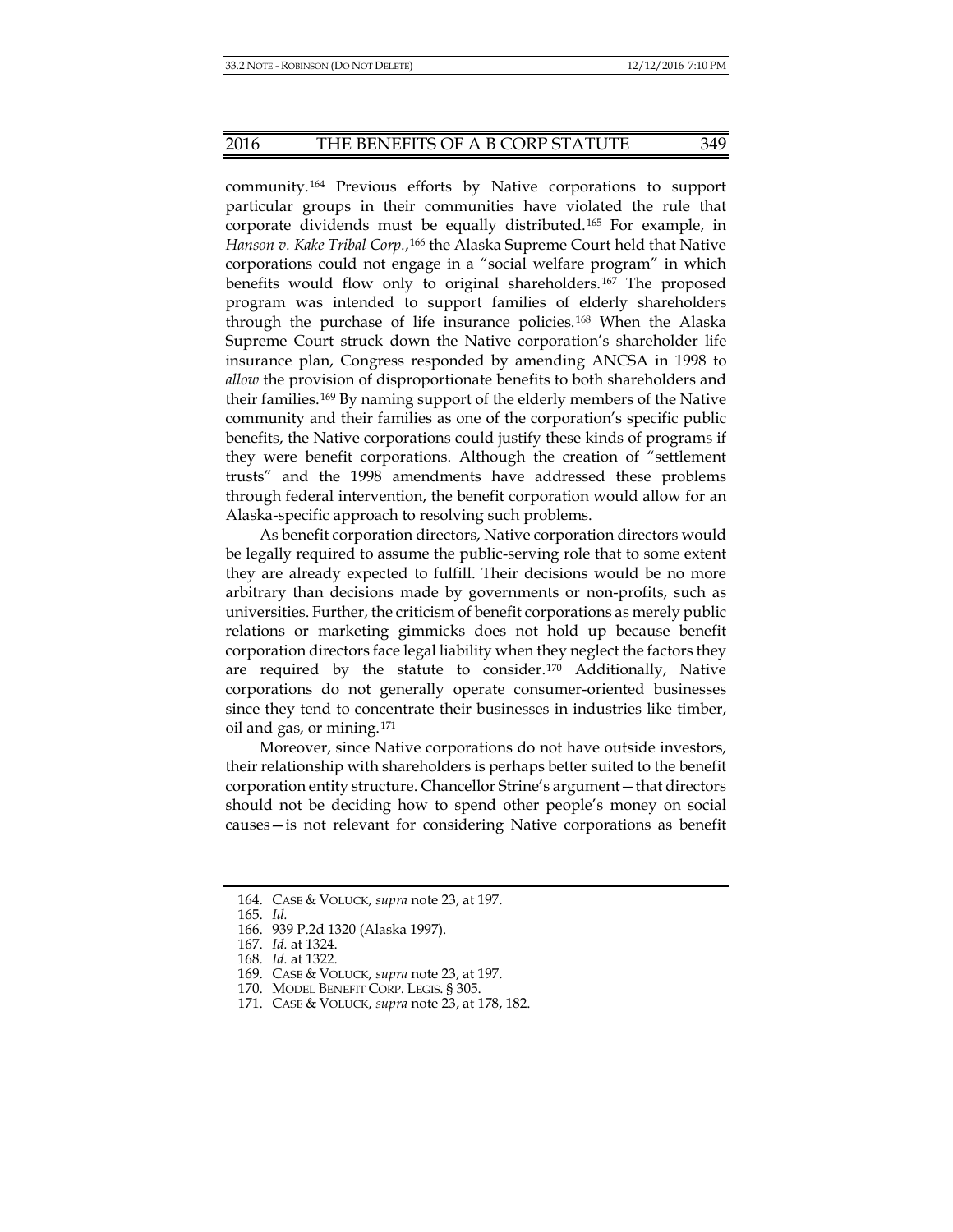community.[164] Previous efforts by Native corporations to support particular groups in their communities have violated the rule that corporate dividends must be equally distributed.[165] For example, in *Hanson v. Kake Tribal Corp.*,[166] the Alaska Supreme Court held that Native corporations could not engage in a "social welfare program" in which benefits would flow only to original shareholders.[167] The proposed program was intended to support families of elderly shareholders through the purchase of life insurance policies.[168] When the Alaska Supreme Court struck down the Native corporation's shareholder life insurance plan, Congress responded by amending ANCSA in 1998 to *allow* the provision of disproportionate benefits to both shareholders and their families.[169] By naming support of the elderly members of the Native community and their families as one of the corporation's specific public benefits, the Native corporations could justify these kinds of programs if they were benefit corporations. Although the creation of "settlement trusts" and the 1998 amendments have addressed these problems through federal intervention, the benefit corporation would allow for an Alaska-specific approach to resolving such problems.

As benefit corporation directors, Native corporation directors would be legally required to assume the public-serving role that to some extent they are already expected to fulfill. Their decisions would be no more arbitrary than decisions made by governments or non-profits, such as universities. Further, the criticism of benefit corporations as merely public relations or marketing gimmicks does not hold up because benefit corporation directors face legal liability when they neglect the factors they are required by the statute to consider.[170] Additionally, Native corporations do not generally operate consumer-oriented businesses since they tend to concentrate their businesses in industries like timber, oil and gas, or mining.[171]

Moreover, since Native corporations do not have outside investors, their relationship with shareholders is perhaps better suited to the benefit corporation entity structure. Chancellor Strine's argument—that directors should not be deciding how to spend other people's money on social causes—is not relevant for considering Native corporations as benefit

---

164. CASE & VOLUCK, *supra* note 23, at 197.
165. *Id.*
166. 939 P.2d 1320 (Alaska 1997).
167. *Id.* at 1324.
168. *Id.* at 1322.
169. CASE & VOLUCK, *supra* note 23, at 197.
170. MODEL BENEFIT CORP. LEGIS. § 305.
171. CASE & VOLUCK, *supra* note 23, at 178, 182.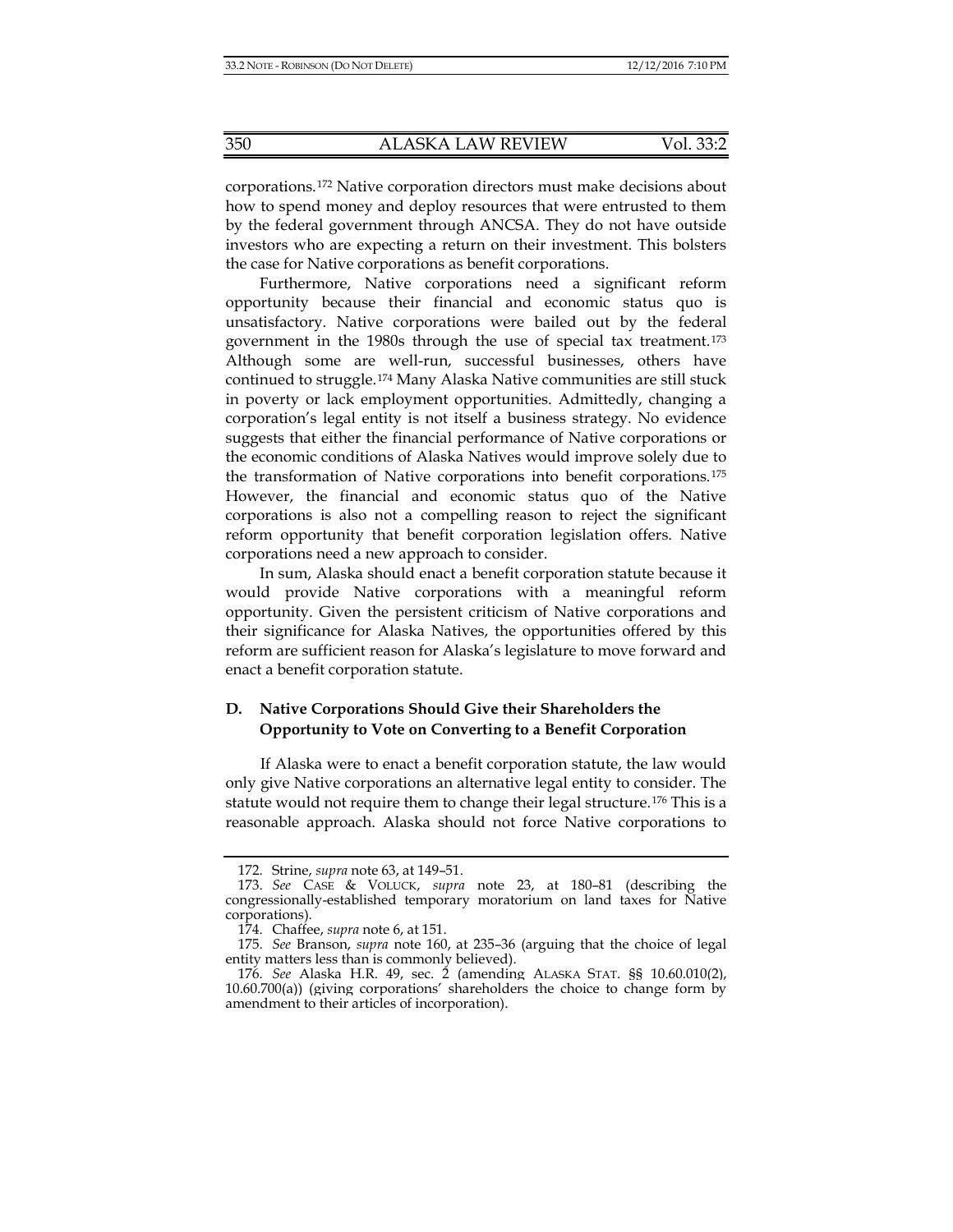corporations.[172] Native corporation directors must make decisions about how to spend money and deploy resources that were entrusted to them by the federal government through ANCSA. They do not have outside investors who are expecting a return on their investment. This bolsters the case for Native corporations as benefit corporations.

Furthermore, Native corporations need a significant reform opportunity because their financial and economic status quo is unsatisfactory. Native corporations were bailed out by the federal government in the 1980s through the use of special tax treatment.[173] Although some are well-run, successful businesses, others have continued to struggle.[174] Many Alaska Native communities are still stuck in poverty or lack employment opportunities. Admittedly, changing a corporation's legal entity is not itself a business strategy. No evidence suggests that either the financial performance of Native corporations or the economic conditions of Alaska Natives would improve solely due to the transformation of Native corporations into benefit corporations.[175] However, the financial and economic status quo of the Native corporations is also not a compelling reason to reject the significant reform opportunity that benefit corporation legislation offers. Native corporations need a new approach to consider.

In sum, Alaska should enact a benefit corporation statute because it would provide Native corporations with a meaningful reform opportunity. Given the persistent criticism of Native corporations and their significance for Alaska Natives, the opportunities offered by this reform are sufficient reason for Alaska's legislature to move forward and enact a benefit corporation statute.

### D. Native Corporations Should Give their Shareholders the Opportunity to Vote on Converting to a Benefit Corporation

If Alaska were to enact a benefit corporation statute, the law would only give Native corporations an alternative legal entity to consider. The statute would not require them to change their legal structure.[176] This is a reasonable approach. Alaska should not force Native corporations to

---

172. Strine, *supra* note 63, at 149–51.

173. *See* CASE & VOLUCK, *supra* note 23, at 180–81 (describing the congressionally-established temporary moratorium on land taxes for Native corporations).

174. Chaffee, *supra* note 6, at 151.

175. *See* Branson, *supra* note 160, at 235–36 (arguing that the choice of legal entity matters less than is commonly believed).

176. *See* Alaska H.R. 49, sec. 2 (amending ALASKA STAT. §§ 10.60.010(2), 10.60.700(a)) (giving corporations' shareholders the choice to change form by amendment to their articles of incorporation).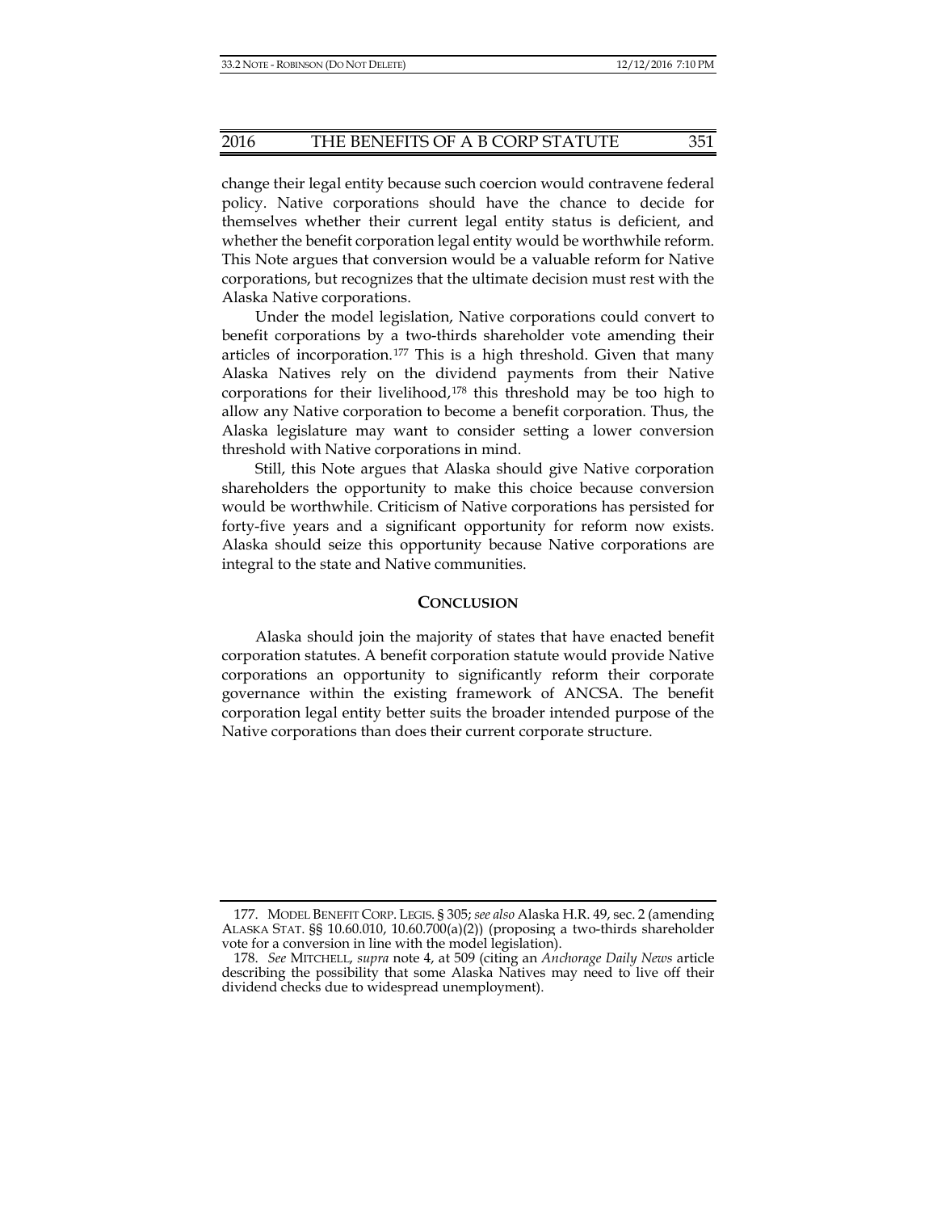change their legal entity because such coercion would contravene federal policy. Native corporations should have the chance to decide for themselves whether their current legal entity status is deficient, and whether the benefit corporation legal entity would be worthwhile reform. This Note argues that conversion would be a valuable reform for Native corporations, but recognizes that the ultimate decision must rest with the Alaska Native corporations.

Under the model legislation, Native corporations could convert to benefit corporations by a two-thirds shareholder vote amending their articles of incorporation.[177] This is a high threshold. Given that many Alaska Natives rely on the dividend payments from their Native corporations for their livelihood,[178] this threshold may be too high to allow any Native corporation to become a benefit corporation. Thus, the Alaska legislature may want to consider setting a lower conversion threshold with Native corporations in mind.

Still, this Note argues that Alaska should give Native corporation shareholders the opportunity to make this choice because conversion would be worthwhile. Criticism of Native corporations has persisted for forty-five years and a significant opportunity for reform now exists. Alaska should seize this opportunity because Native corporations are integral to the state and Native communities.

## CONCLUSION

Alaska should join the majority of states that have enacted benefit corporation statutes. A benefit corporation statute would provide Native corporations an opportunity to significantly reform their corporate governance within the existing framework of ANCSA. The benefit corporation legal entity better suits the broader intended purpose of the Native corporations than does their current corporate structure.

---

177. MODEL BENEFIT CORP. LEGIS. § 305; *see also* Alaska H.R. 49, sec. 2 (amending ALASKA STAT. §§ 10.60.010, 10.60.700(a)(2)) (proposing a two-thirds shareholder vote for a conversion in line with the model legislation).

178. *See* MITCHELL, *supra* note 4, at 509 (citing an *Anchorage Daily News* article describing the possibility that some Alaska Natives may need to live off their dividend checks due to widespread unemployment).